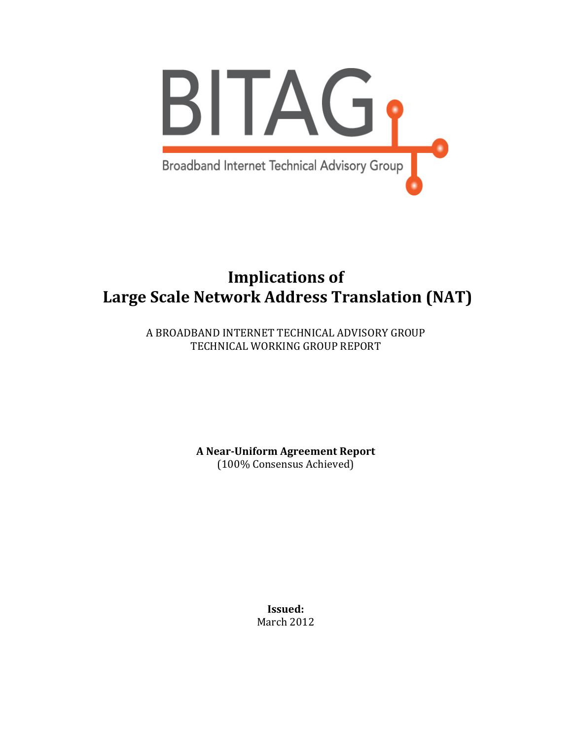BITAG

Broadband Internet Technical Advisory Group

# Implications of Large Scale Network Address Translation (NAT)

A BROADBAND INTERNET TECHNICAL ADVISORY GROUP
TECHNICAL WORKING GROUP REPORT

**A Near-Uniform Agreement Report**
(100% Consensus Achieved)

**Issued:**
March 2012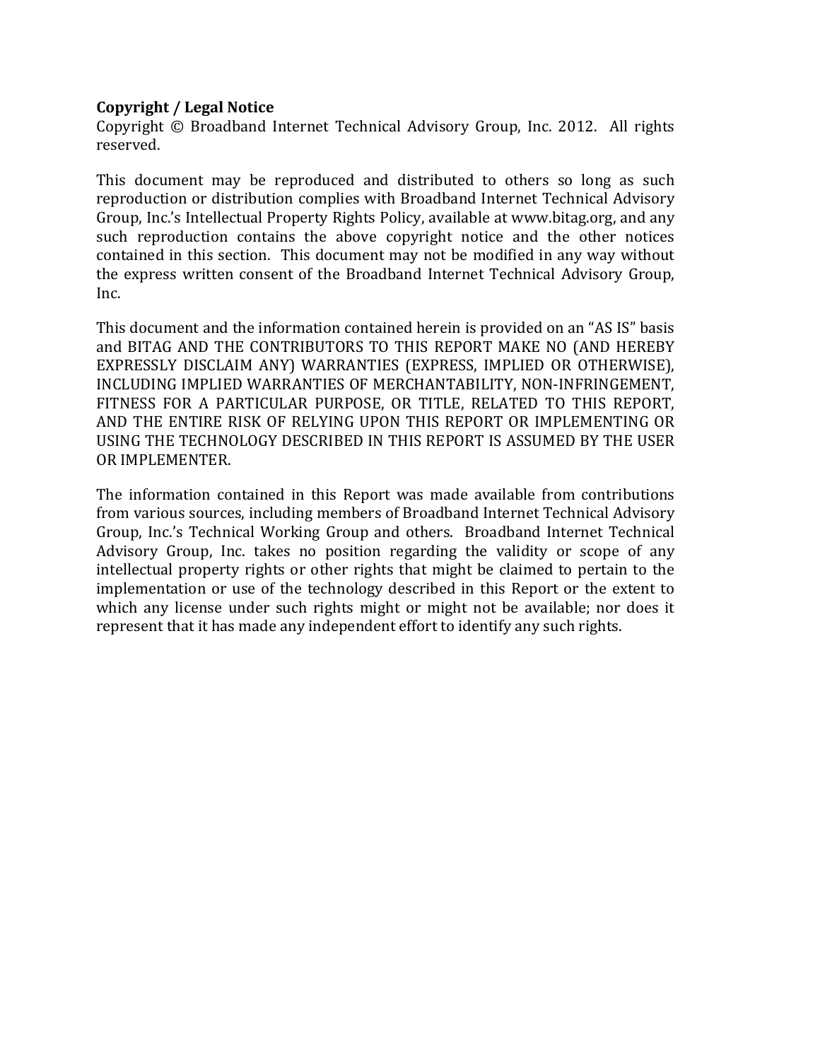**Copyright / Legal Notice**

Copyright © Broadband Internet Technical Advisory Group, Inc. 2012. All rights reserved.

This document may be reproduced and distributed to others so long as such reproduction or distribution complies with Broadband Internet Technical Advisory Group, Inc.'s Intellectual Property Rights Policy, available at www.bitag.org, and any such reproduction contains the above copyright notice and the other notices contained in this section. This document may not be modified in any way without the express written consent of the Broadband Internet Technical Advisory Group, Inc.

This document and the information contained herein is provided on an "AS IS" basis and BITAG AND THE CONTRIBUTORS TO THIS REPORT MAKE NO (AND HEREBY EXPRESSLY DISCLAIM ANY) WARRANTIES (EXPRESS, IMPLIED OR OTHERWISE), INCLUDING IMPLIED WARRANTIES OF MERCHANTABILITY, NON-INFRINGEMENT, FITNESS FOR A PARTICULAR PURPOSE, OR TITLE, RELATED TO THIS REPORT, AND THE ENTIRE RISK OF RELYING UPON THIS REPORT OR IMPLEMENTING OR USING THE TECHNOLOGY DESCRIBED IN THIS REPORT IS ASSUMED BY THE USER OR IMPLEMENTER.

The information contained in this Report was made available from contributions from various sources, including members of Broadband Internet Technical Advisory Group, Inc.'s Technical Working Group and others. Broadband Internet Technical Advisory Group, Inc. takes no position regarding the validity or scope of any intellectual property rights or other rights that might be claimed to pertain to the implementation or use of the technology described in this Report or the extent to which any license under such rights might or might not be available; nor does it represent that it has made any independent effort to identify any such rights.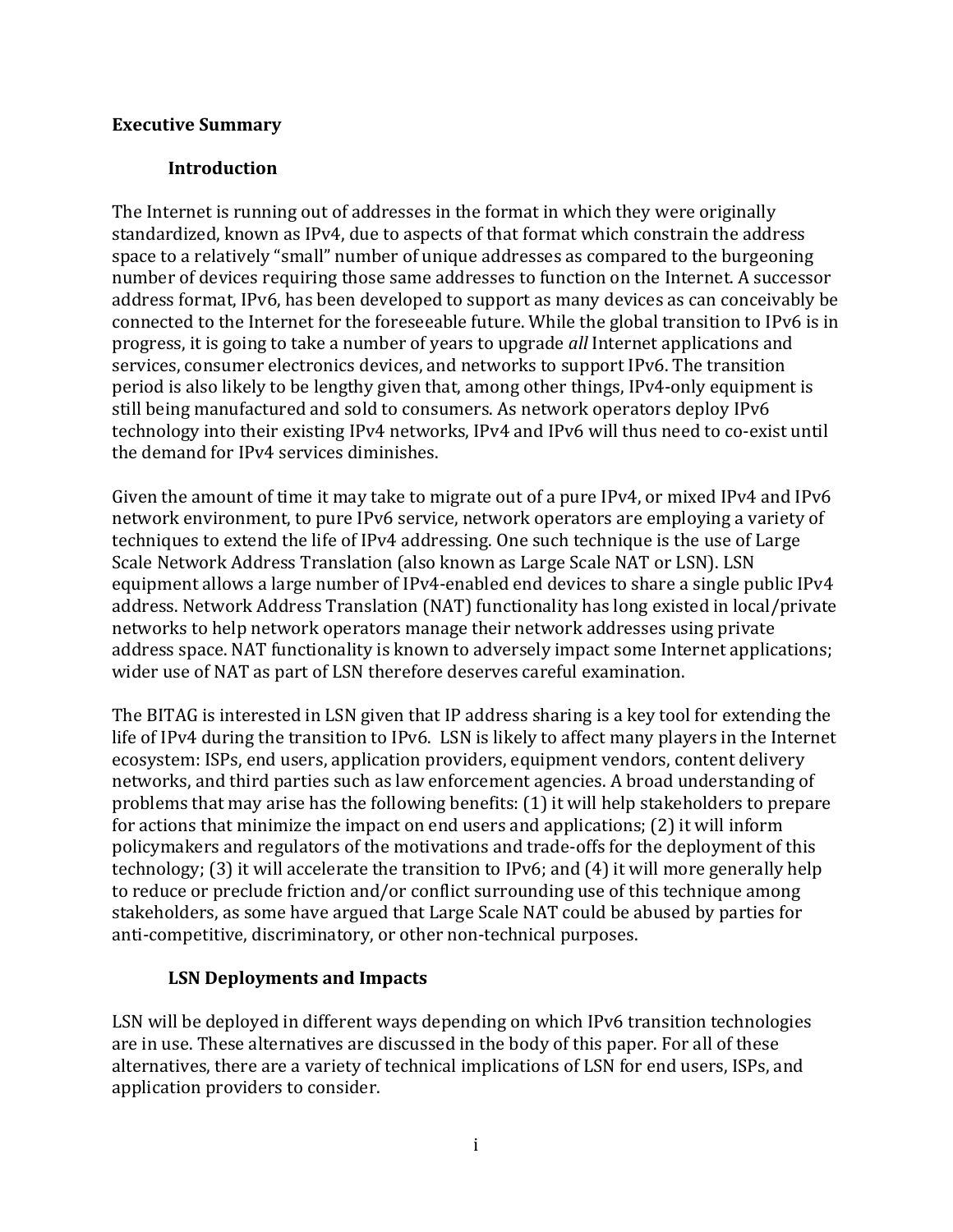## Executive Summary

### Introduction

The Internet is running out of addresses in the format in which they were originally standardized, known as IPv4, due to aspects of that format which constrain the address space to a relatively "small" number of unique addresses as compared to the burgeoning number of devices requiring those same addresses to function on the Internet. A successor address format, IPv6, has been developed to support as many devices as can conceivably be connected to the Internet for the foreseeable future. While the global transition to IPv6 is in progress, it is going to take a number of years to upgrade *all* Internet applications and services, consumer electronics devices, and networks to support IPv6. The transition period is also likely to be lengthy given that, among other things, IPv4-only equipment is still being manufactured and sold to consumers. As network operators deploy IPv6 technology into their existing IPv4 networks, IPv4 and IPv6 will thus need to co-exist until the demand for IPv4 services diminishes.

Given the amount of time it may take to migrate out of a pure IPv4, or mixed IPv4 and IPv6 network environment, to pure IPv6 service, network operators are employing a variety of techniques to extend the life of IPv4 addressing. One such technique is the use of Large Scale Network Address Translation (also known as Large Scale NAT or LSN). LSN equipment allows a large number of IPv4-enabled end devices to share a single public IPv4 address. Network Address Translation (NAT) functionality has long existed in local/private networks to help network operators manage their network addresses using private address space. NAT functionality is known to adversely impact some Internet applications; wider use of NAT as part of LSN therefore deserves careful examination.

The BITAG is interested in LSN given that IP address sharing is a key tool for extending the life of IPv4 during the transition to IPv6. LSN is likely to affect many players in the Internet ecosystem: ISPs, end users, application providers, equipment vendors, content delivery networks, and third parties such as law enforcement agencies. A broad understanding of problems that may arise has the following benefits: (1) it will help stakeholders to prepare for actions that minimize the impact on end users and applications; (2) it will inform policymakers and regulators of the motivations and trade-offs for the deployment of this technology; (3) it will accelerate the transition to IPv6; and (4) it will more generally help to reduce or preclude friction and/or conflict surrounding use of this technique among stakeholders, as some have argued that Large Scale NAT could be abused by parties for anti-competitive, discriminatory, or other non-technical purposes.

### LSN Deployments and Impacts

LSN will be deployed in different ways depending on which IPv6 transition technologies are in use. These alternatives are discussed in the body of this paper. For all of these alternatives, there are a variety of technical implications of LSN for end users, ISPs, and application providers to consider.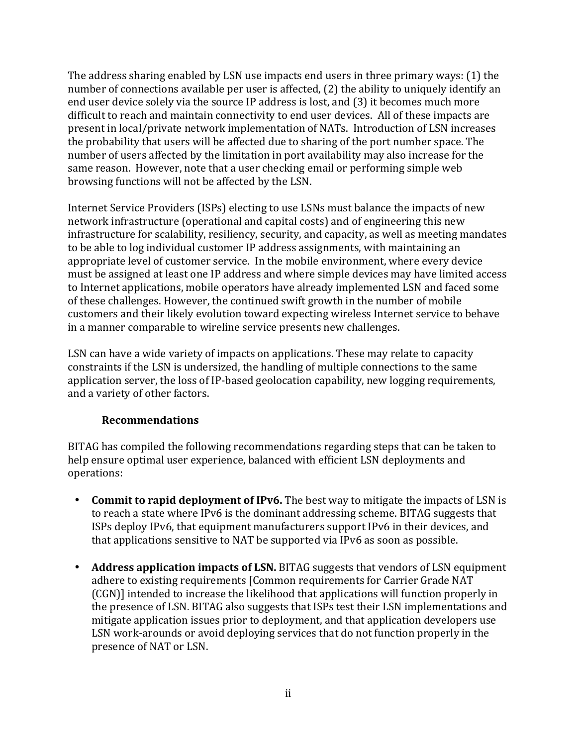The address sharing enabled by LSN use impacts end users in three primary ways: (1) the number of connections available per user is affected, (2) the ability to uniquely identify an end user device solely via the source IP address is lost, and (3) it becomes much more difficult to reach and maintain connectivity to end user devices. All of these impacts are present in local/private network implementation of NATs. Introduction of LSN increases the probability that users will be affected due to sharing of the port number space. The number of users affected by the limitation in port availability may also increase for the same reason. However, note that a user checking email or performing simple web browsing functions will not be affected by the LSN.

Internet Service Providers (ISPs) electing to use LSNs must balance the impacts of new network infrastructure (operational and capital costs) and of engineering this new infrastructure for scalability, resiliency, security, and capacity, as well as meeting mandates to be able to log individual customer IP address assignments, with maintaining an appropriate level of customer service. In the mobile environment, where every device must be assigned at least one IP address and where simple devices may have limited access to Internet applications, mobile operators have already implemented LSN and faced some of these challenges. However, the continued swift growth in the number of mobile customers and their likely evolution toward expecting wireless Internet service to behave in a manner comparable to wireline service presents new challenges.

LSN can have a wide variety of impacts on applications. These may relate to capacity constraints if the LSN is undersized, the handling of multiple connections to the same application server, the loss of IP-based geolocation capability, new logging requirements, and a variety of other factors.

### Recommendations

BITAG has compiled the following recommendations regarding steps that can be taken to help ensure optimal user experience, balanced with efficient LSN deployments and operations:

- **Commit to rapid deployment of IPv6.** The best way to mitigate the impacts of LSN is to reach a state where IPv6 is the dominant addressing scheme. BITAG suggests that ISPs deploy IPv6, that equipment manufacturers support IPv6 in their devices, and that applications sensitive to NAT be supported via IPv6 as soon as possible.

- **Address application impacts of LSN.** BITAG suggests that vendors of LSN equipment adhere to existing requirements [Common requirements for Carrier Grade NAT (CGN)] intended to increase the likelihood that applications will function properly in the presence of LSN. BITAG also suggests that ISPs test their LSN implementations and mitigate application issues prior to deployment, and that application developers use LSN work-arounds or avoid deploying services that do not function properly in the presence of NAT or LSN.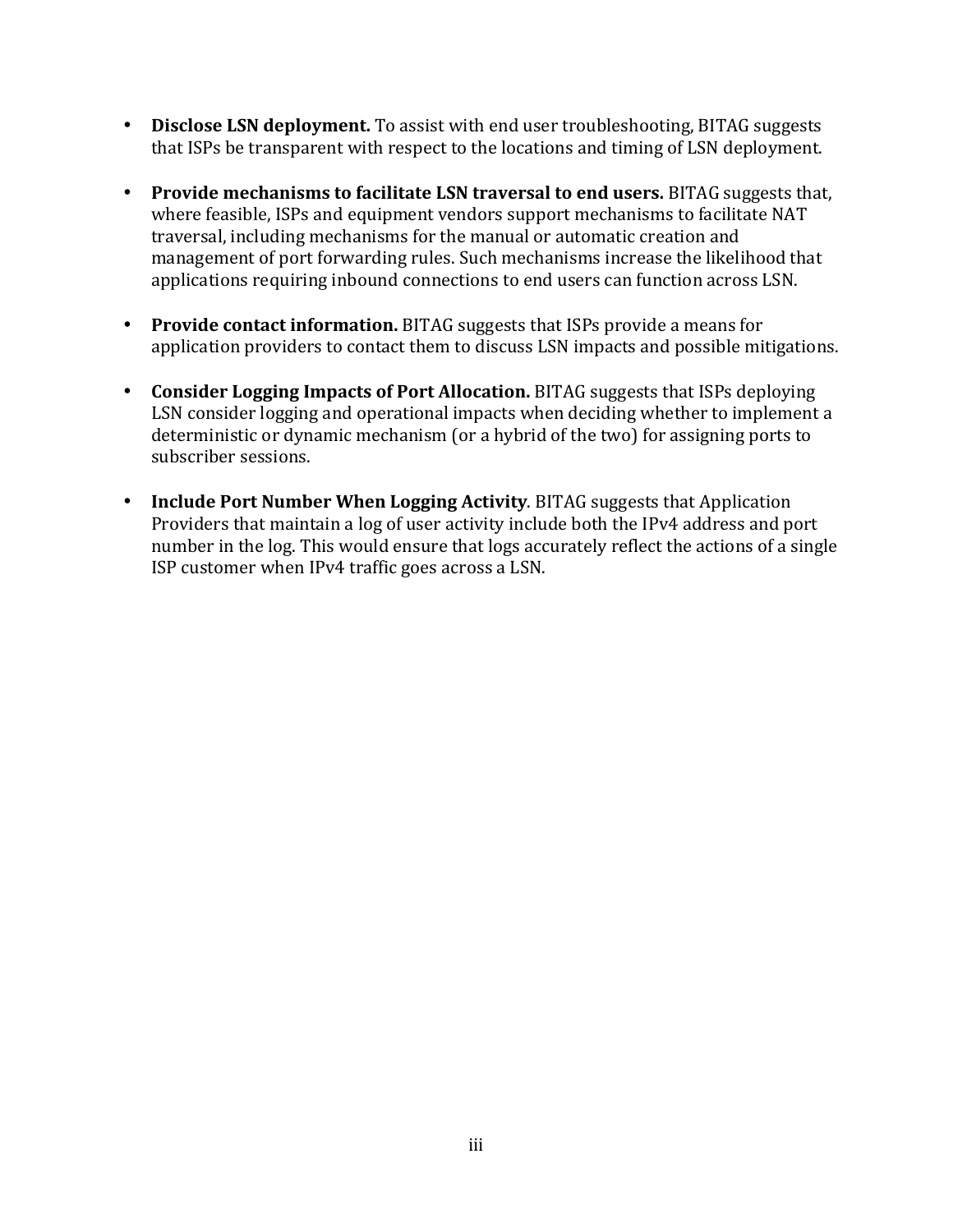- **Disclose LSN deployment.** To assist with end user troubleshooting, BITAG suggests that ISPs be transparent with respect to the locations and timing of LSN deployment.

- **Provide mechanisms to facilitate LSN traversal to end users.** BITAG suggests that, where feasible, ISPs and equipment vendors support mechanisms to facilitate NAT traversal, including mechanisms for the manual or automatic creation and management of port forwarding rules. Such mechanisms increase the likelihood that applications requiring inbound connections to end users can function across LSN.

- **Provide contact information.** BITAG suggests that ISPs provide a means for application providers to contact them to discuss LSN impacts and possible mitigations.

- **Consider Logging Impacts of Port Allocation.** BITAG suggests that ISPs deploying LSN consider logging and operational impacts when deciding whether to implement a deterministic or dynamic mechanism (or a hybrid of the two) for assigning ports to subscriber sessions.

- **Include Port Number When Logging Activity**. BITAG suggests that Application Providers that maintain a log of user activity include both the IPv4 address and port number in the log. This would ensure that logs accurately reflect the actions of a single ISP customer when IPv4 traffic goes across a LSN.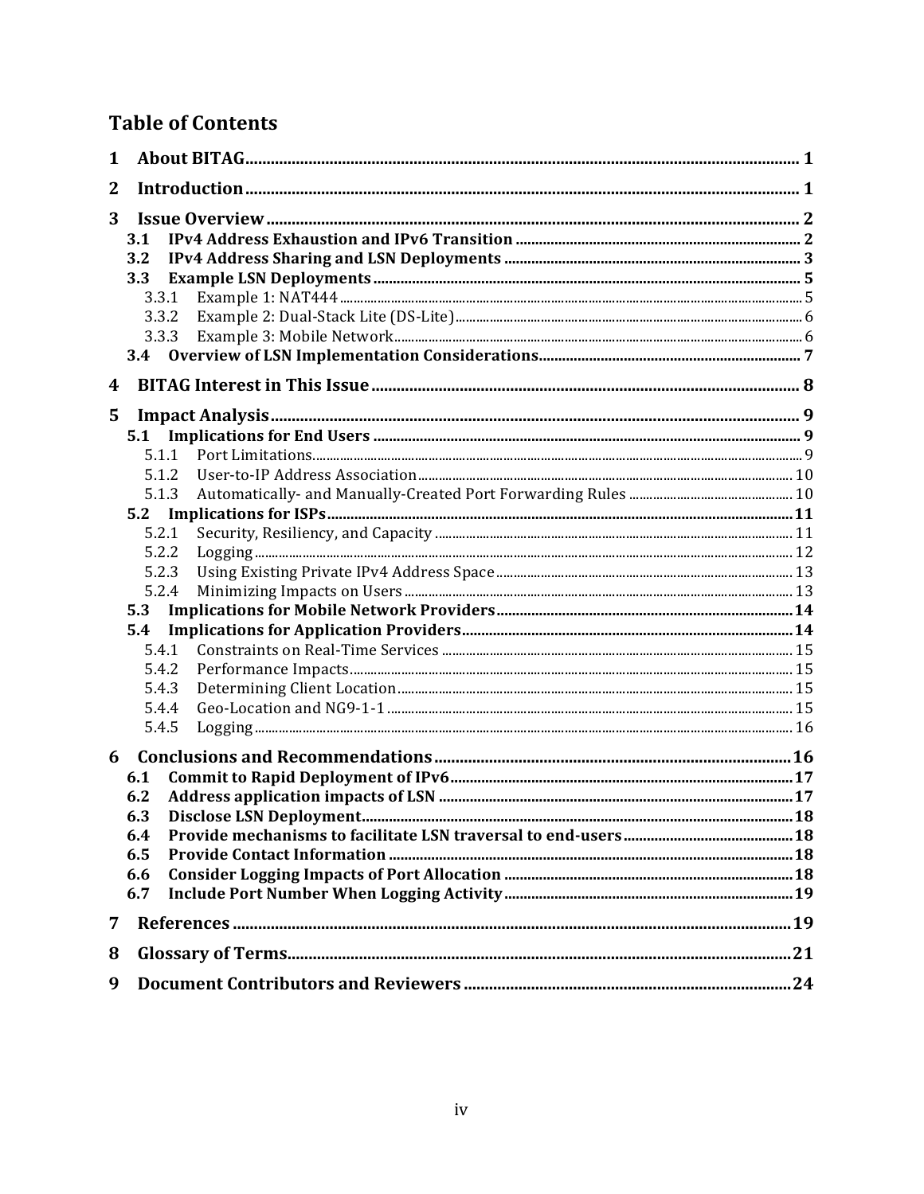# Table of Contents

| | | |
|---|---|---|
| **1** | **About BITAG** | **1** |
| **2** | **Introduction** | **1** |
| **3** | **Issue Overview** | **2** |
| **3.1** | **IPv4 Address Exhaustion and IPv6 Transition** | **2** |
| **3.2** | **IPv4 Address Sharing and LSN Deployments** | **3** |
| **3.3** | **Example LSN Deployments** | **5** |
| 3.3.1 | Example 1: NAT444 | 5 |
| 3.3.2 | Example 2: Dual-Stack Lite (DS-Lite) | 6 |
| 3.3.3 | Example 3: Mobile Network | 6 |
| **3.4** | **Overview of LSN Implementation Considerations** | **7** |
| **4** | **BITAG Interest in This Issue** | **8** |
| **5** | **Impact Analysis** | **9** |
| **5.1** | **Implications for End Users** | **9** |
| 5.1.1 | Port Limitations | 9 |
| 5.1.2 | User-to-IP Address Association | 10 |
| 5.1.3 | Automatically- and Manually-Created Port Forwarding Rules | 10 |
| **5.2** | **Implications for ISPs** | **11** |
| 5.2.1 | Security, Resiliency, and Capacity | 11 |
| 5.2.2 | Logging | 12 |
| 5.2.3 | Using Existing Private IPv4 Address Space | 13 |
| 5.2.4 | Minimizing Impacts on Users | 13 |
| **5.3** | **Implications for Mobile Network Providers** | **14** |
| **5.4** | **Implications for Application Providers** | **14** |
| 5.4.1 | Constraints on Real-Time Services | 15 |
| 5.4.2 | Performance Impacts | 15 |
| 5.4.3 | Determining Client Location | 15 |
| 5.4.4 | Geo-Location and NG9-1-1 | 15 |
| 5.4.5 | Logging | 16 |
| **6** | **Conclusions and Recommendations** | **16** |
| **6.1** | **Commit to Rapid Deployment of IPv6** | **17** |
| **6.2** | **Address application impacts of LSN** | **17** |
| **6.3** | **Disclose LSN Deployment** | **18** |
| **6.4** | **Provide mechanisms to facilitate LSN traversal to end-users** | **18** |
| **6.5** | **Provide Contact Information** | **18** |
| **6.6** | **Consider Logging Impacts of Port Allocation** | **18** |
| **6.7** | **Include Port Number When Logging Activity** | **19** |
| **7** | **References** | **19** |
| **8** | **Glossary of Terms** | **21** |
| **9** | **Document Contributors and Reviewers** | **24** |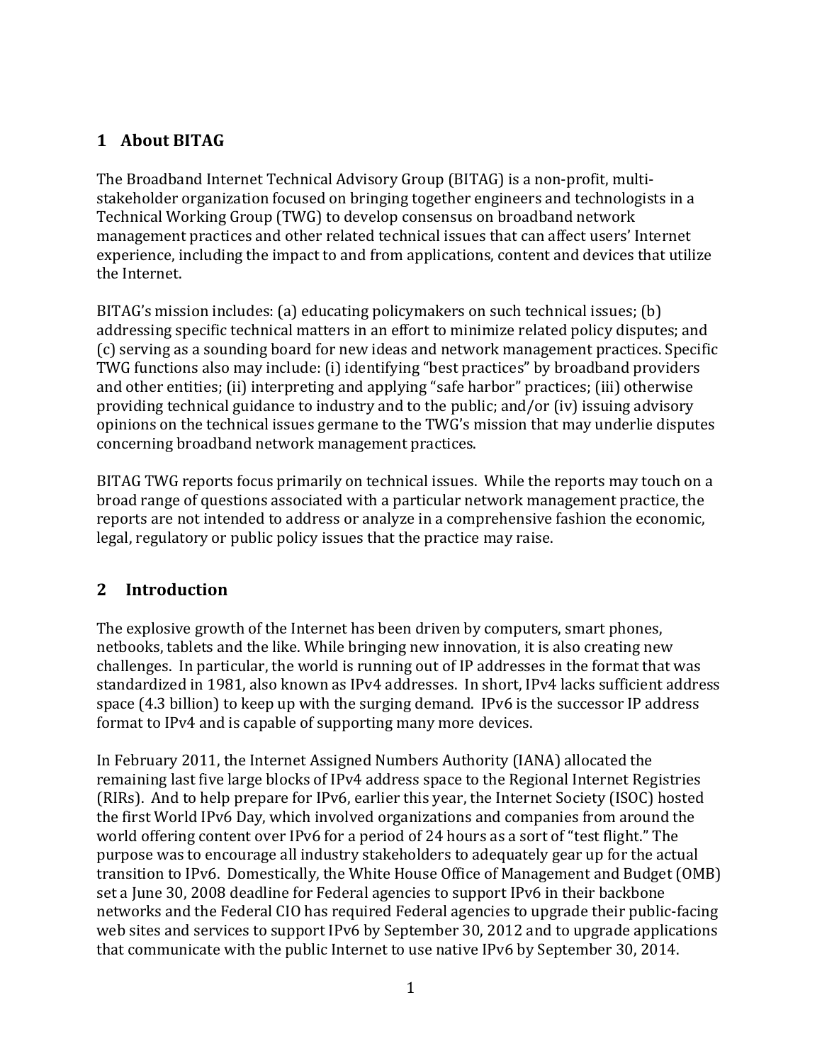## 1 About BITAG

The Broadband Internet Technical Advisory Group (BITAG) is a non-profit, multi-stakeholder organization focused on bringing together engineers and technologists in a Technical Working Group (TWG) to develop consensus on broadband network management practices and other related technical issues that can affect users' Internet experience, including the impact to and from applications, content and devices that utilize the Internet.

BITAG's mission includes: (a) educating policymakers on such technical issues; (b) addressing specific technical matters in an effort to minimize related policy disputes; and (c) serving as a sounding board for new ideas and network management practices. Specific TWG functions also may include: (i) identifying "best practices" by broadband providers and other entities; (ii) interpreting and applying "safe harbor" practices; (iii) otherwise providing technical guidance to industry and to the public; and/or (iv) issuing advisory opinions on the technical issues germane to the TWG's mission that may underlie disputes concerning broadband network management practices.

BITAG TWG reports focus primarily on technical issues. While the reports may touch on a broad range of questions associated with a particular network management practice, the reports are not intended to address or analyze in a comprehensive fashion the economic, legal, regulatory or public policy issues that the practice may raise.

## 2 Introduction

The explosive growth of the Internet has been driven by computers, smart phones, netbooks, tablets and the like. While bringing new innovation, it is also creating new challenges. In particular, the world is running out of IP addresses in the format that was standardized in 1981, also known as IPv4 addresses. In short, IPv4 lacks sufficient address space (4.3 billion) to keep up with the surging demand. IPv6 is the successor IP address format to IPv4 and is capable of supporting many more devices.

In February 2011, the Internet Assigned Numbers Authority (IANA) allocated the remaining last five large blocks of IPv4 address space to the Regional Internet Registries (RIRs). And to help prepare for IPv6, earlier this year, the Internet Society (ISOC) hosted the first World IPv6 Day, which involved organizations and companies from around the world offering content over IPv6 for a period of 24 hours as a sort of "test flight." The purpose was to encourage all industry stakeholders to adequately gear up for the actual transition to IPv6. Domestically, the White House Office of Management and Budget (OMB) set a June 30, 2008 deadline for Federal agencies to support IPv6 in their backbone networks and the Federal CIO has required Federal agencies to upgrade their public-facing web sites and services to support IPv6 by September 30, 2012 and to upgrade applications that communicate with the public Internet to use native IPv6 by September 30, 2014.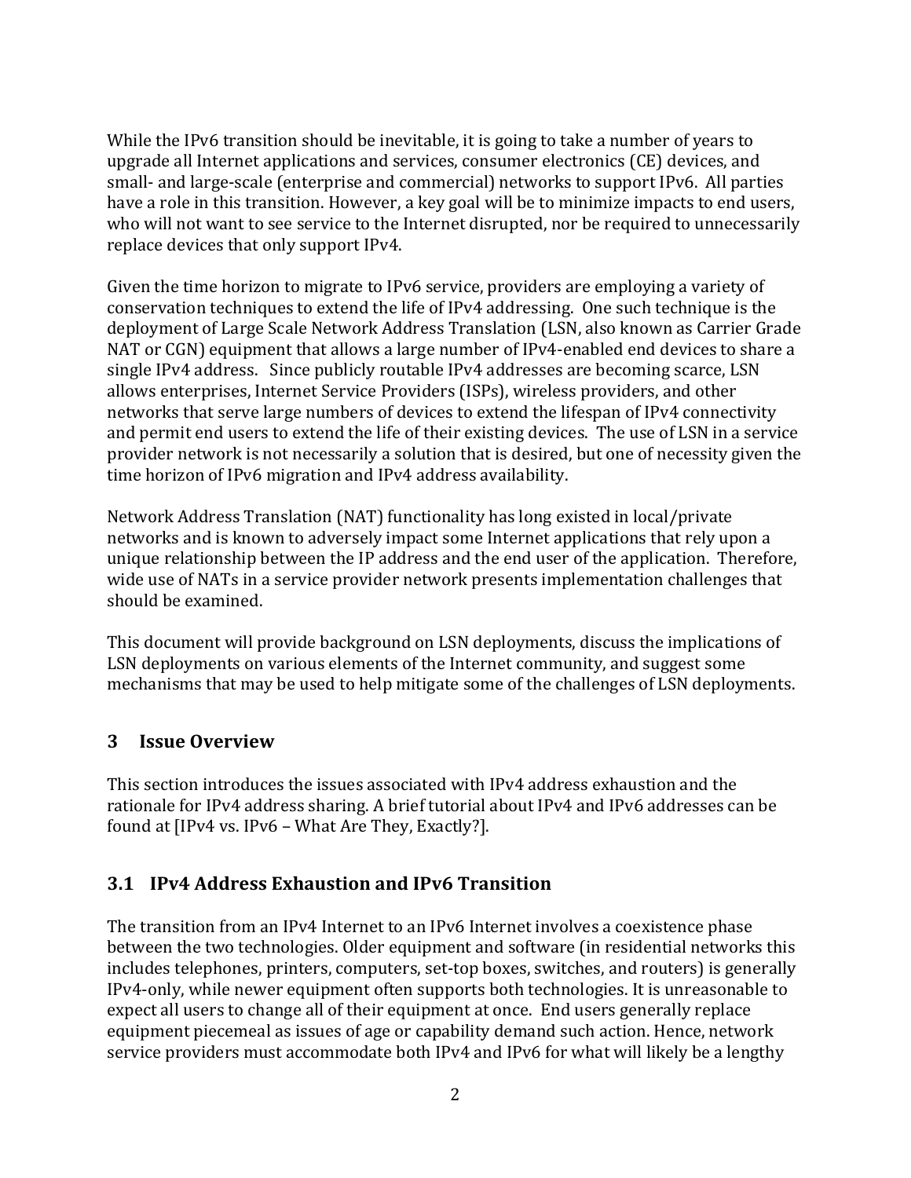While the IPv6 transition should be inevitable, it is going to take a number of years to upgrade all Internet applications and services, consumer electronics (CE) devices, and small- and large-scale (enterprise and commercial) networks to support IPv6. All parties have a role in this transition. However, a key goal will be to minimize impacts to end users, who will not want to see service to the Internet disrupted, nor be required to unnecessarily replace devices that only support IPv4.

Given the time horizon to migrate to IPv6 service, providers are employing a variety of conservation techniques to extend the life of IPv4 addressing. One such technique is the deployment of Large Scale Network Address Translation (LSN, also known as Carrier Grade NAT or CGN) equipment that allows a large number of IPv4-enabled end devices to share a single IPv4 address. Since publicly routable IPv4 addresses are becoming scarce, LSN allows enterprises, Internet Service Providers (ISPs), wireless providers, and other networks that serve large numbers of devices to extend the lifespan of IPv4 connectivity and permit end users to extend the life of their existing devices. The use of LSN in a service provider network is not necessarily a solution that is desired, but one of necessity given the time horizon of IPv6 migration and IPv4 address availability.

Network Address Translation (NAT) functionality has long existed in local/private networks and is known to adversely impact some Internet applications that rely upon a unique relationship between the IP address and the end user of the application. Therefore, wide use of NATs in a service provider network presents implementation challenges that should be examined.

This document will provide background on LSN deployments, discuss the implications of LSN deployments on various elements of the Internet community, and suggest some mechanisms that may be used to help mitigate some of the challenges of LSN deployments.

# 3 Issue Overview

This section introduces the issues associated with IPv4 address exhaustion and the rationale for IPv4 address sharing. A brief tutorial about IPv4 and IPv6 addresses can be found at [IPv4 vs. IPv6 – What Are They, Exactly?].

## 3.1 IPv4 Address Exhaustion and IPv6 Transition

The transition from an IPv4 Internet to an IPv6 Internet involves a coexistence phase between the two technologies. Older equipment and software (in residential networks this includes telephones, printers, computers, set-top boxes, switches, and routers) is generally IPv4-only, while newer equipment often supports both technologies. It is unreasonable to expect all users to change all of their equipment at once. End users generally replace equipment piecemeal as issues of age or capability demand such action. Hence, network service providers must accommodate both IPv4 and IPv6 for what will likely be a lengthy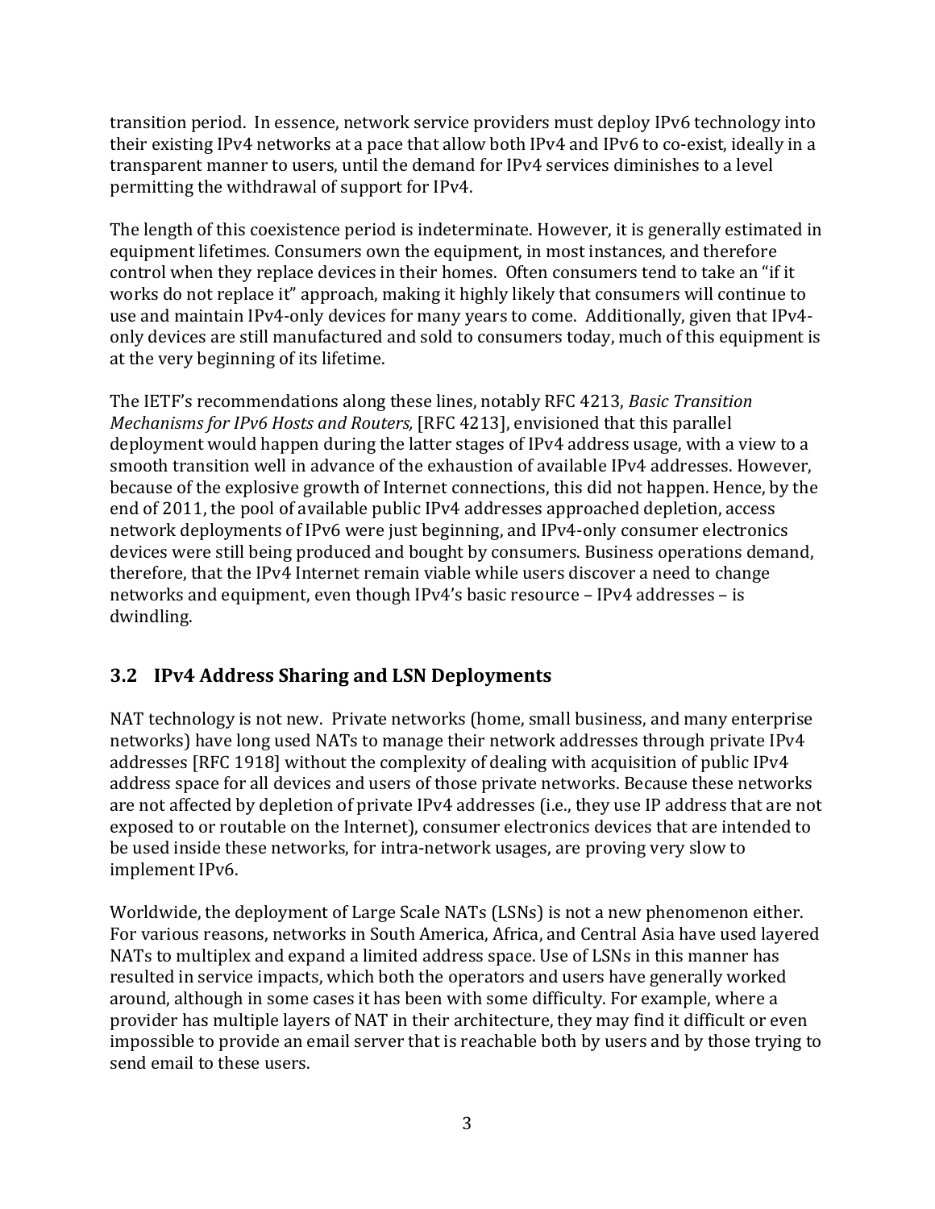transition period. In essence, network service providers must deploy IPv6 technology into their existing IPv4 networks at a pace that allow both IPv4 and IPv6 to co-exist, ideally in a transparent manner to users, until the demand for IPv4 services diminishes to a level permitting the withdrawal of support for IPv4.

The length of this coexistence period is indeterminate. However, it is generally estimated in equipment lifetimes. Consumers own the equipment, in most instances, and therefore control when they replace devices in their homes. Often consumers tend to take an "if it works do not replace it" approach, making it highly likely that consumers will continue to use and maintain IPv4-only devices for many years to come. Additionally, given that IPv4-only devices are still manufactured and sold to consumers today, much of this equipment is at the very beginning of its lifetime.

The IETF's recommendations along these lines, notably RFC 4213, *Basic Transition Mechanisms for IPv6 Hosts and Routers,* [RFC 4213], envisioned that this parallel deployment would happen during the latter stages of IPv4 address usage, with a view to a smooth transition well in advance of the exhaustion of available IPv4 addresses. However, because of the explosive growth of Internet connections, this did not happen. Hence, by the end of 2011, the pool of available public IPv4 addresses approached depletion, access network deployments of IPv6 were just beginning, and IPv4-only consumer electronics devices were still being produced and bought by consumers. Business operations demand, therefore, that the IPv4 Internet remain viable while users discover a need to change networks and equipment, even though IPv4's basic resource – IPv4 addresses – is dwindling.

## 3.2 IPv4 Address Sharing and LSN Deployments

NAT technology is not new. Private networks (home, small business, and many enterprise networks) have long used NATs to manage their network addresses through private IPv4 addresses [RFC 1918] without the complexity of dealing with acquisition of public IPv4 address space for all devices and users of those private networks. Because these networks are not affected by depletion of private IPv4 addresses (i.e., they use IP address that are not exposed to or routable on the Internet), consumer electronics devices that are intended to be used inside these networks, for intra-network usages, are proving very slow to implement IPv6.

Worldwide, the deployment of Large Scale NATs (LSNs) is not a new phenomenon either. For various reasons, networks in South America, Africa, and Central Asia have used layered NATs to multiplex and expand a limited address space. Use of LSNs in this manner has resulted in service impacts, which both the operators and users have generally worked around, although in some cases it has been with some difficulty. For example, where a provider has multiple layers of NAT in their architecture, they may find it difficult or even impossible to provide an email server that is reachable both by users and by those trying to send email to these users.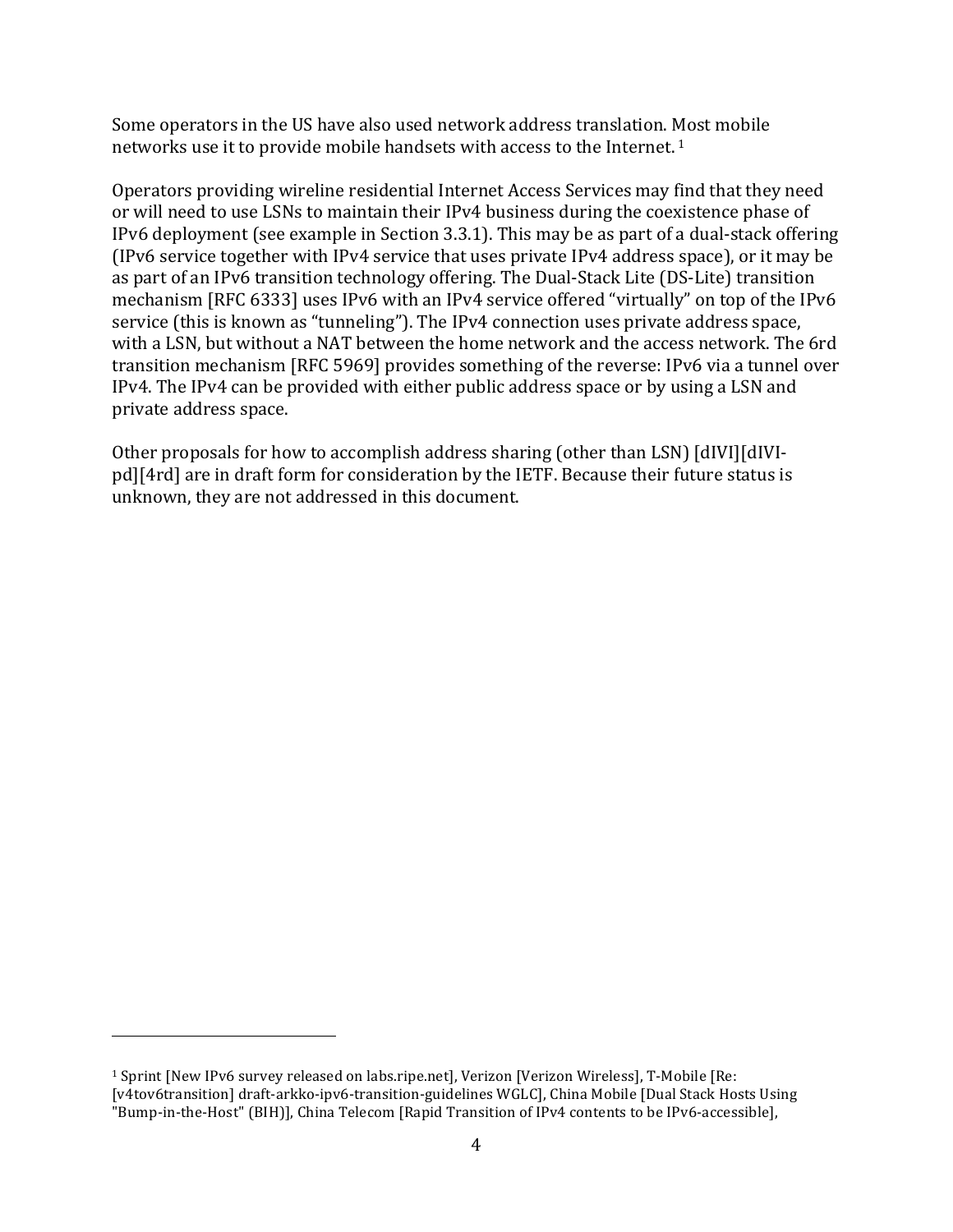Some operators in the US have also used network address translation. Most mobile networks use it to provide mobile handsets with access to the Internet. [1]

Operators providing wireline residential Internet Access Services may find that they need or will need to use LSNs to maintain their IPv4 business during the coexistence phase of IPv6 deployment (see example in Section 3.3.1). This may be as part of a dual-stack offering (IPv6 service together with IPv4 service that uses private IPv4 address space), or it may be as part of an IPv6 transition technology offering. The Dual-Stack Lite (DS-Lite) transition mechanism [RFC 6333] uses IPv6 with an IPv4 service offered "virtually" on top of the IPv6 service (this is known as "tunneling"). The IPv4 connection uses private address space, with a LSN, but without a NAT between the home network and the access network. The 6rd transition mechanism [RFC 5969] provides something of the reverse: IPv6 via a tunnel over IPv4. The IPv4 can be provided with either public address space or by using a LSN and private address space.

Other proposals for how to accomplish address sharing (other than LSN) [dIVI][dIVI-pd][4rd] are in draft form for consideration by the IETF. Because their future status is unknown, they are not addressed in this document.

---

[1] Sprint [New IPv6 survey released on labs.ripe.net], Verizon [Verizon Wireless], T-Mobile [Re: [v4tov6transition] draft-arkko-ipv6-transition-guidelines WGLC], China Mobile [Dual Stack Hosts Using "Bump-in-the-Host" (BIH)], China Telecom [Rapid Transition of IPv4 contents to be IPv6-accessible],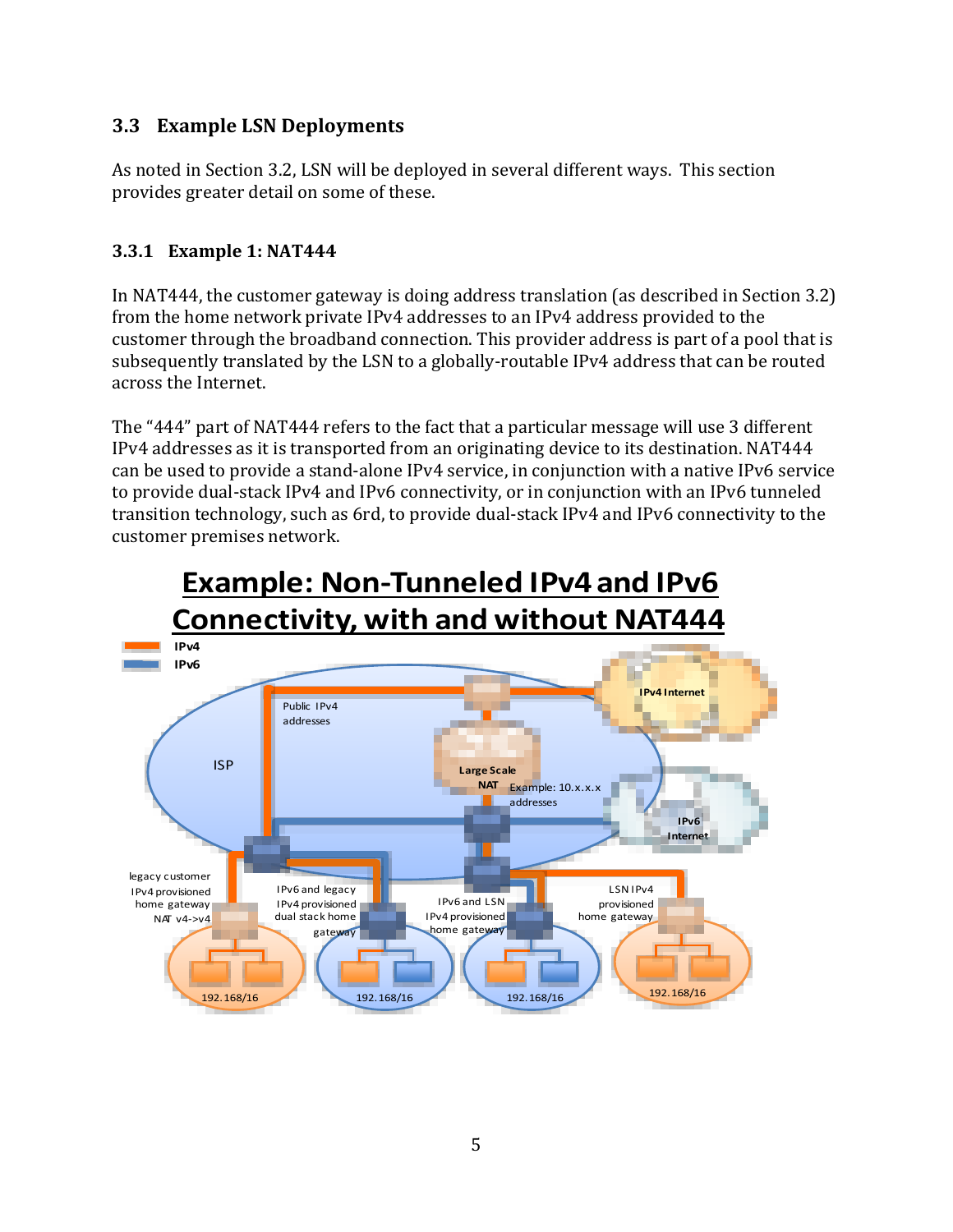### 3.3 Example LSN Deployments

As noted in Section 3.2, LSN will be deployed in several different ways. This section provides greater detail on some of these.

#### 3.3.1 Example 1: NAT444

In NAT444, the customer gateway is doing address translation (as described in Section 3.2) from the home network private IPv4 addresses to an IPv4 address provided to the customer through the broadband connection. This provider address is part of a pool that is subsequently translated by the LSN to a globally-routable IPv4 address that can be routed across the Internet.

The "444" part of NAT444 refers to the fact that a particular message will use 3 different IPv4 addresses as it is transported from an originating device to its destination. NAT444 can be used to provide a stand-alone IPv4 service, in conjunction with a native IPv6 service to provide dual-stack IPv4 and IPv6 connectivity, or in conjunction with an IPv6 tunneled transition technology, such as 6rd, to provide dual-stack IPv4 and IPv6 connectivity to the customer premises network.

**Example: Non-Tunneled IPv4 and IPv6 Connectivity, with and without NAT444**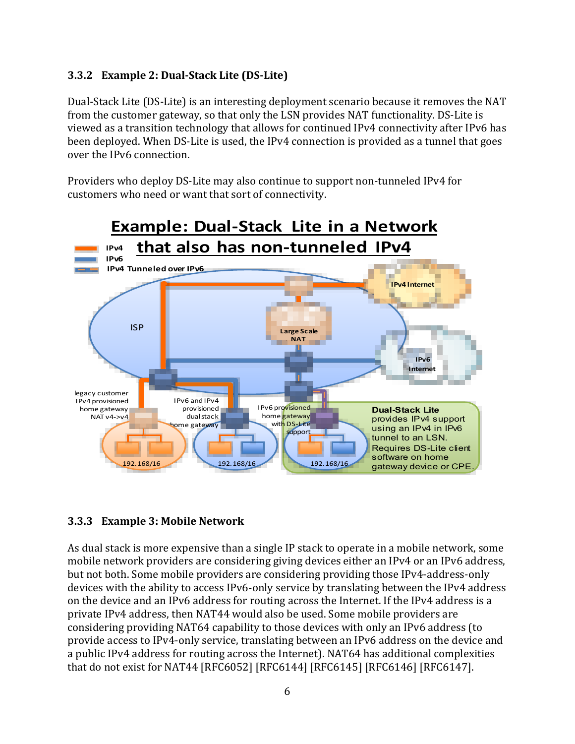### 3.3.2 Example 2: Dual-Stack Lite (DS-Lite)

Dual-Stack Lite (DS-Lite) is an interesting deployment scenario because it removes the NAT from the customer gateway, so that only the LSN provides NAT functionality. DS-Lite is viewed as a transition technology that allows for continued IPv4 connectivity after IPv6 has been deployed. When DS-Lite is used, the IPv4 connection is provided as a tunnel that goes over the IPv6 connection.

Providers who deploy DS-Lite may also continue to support non-tunneled IPv4 for customers who need or want that sort of connectivity.

### 3.3.3 Example 3: Mobile Network

As dual stack is more expensive than a single IP stack to operate in a mobile network, some mobile network providers are considering giving devices either an IPv4 or an IPv6 address, but not both. Some mobile providers are considering providing those IPv4-address-only devices with the ability to access IPv6-only service by translating between the IPv4 address on the device and an IPv6 address for routing across the Internet. If the IPv4 address is a private IPv4 address, then NAT44 would also be used. Some mobile providers are considering providing NAT64 capability to those devices with only an IPv6 address (to provide access to IPv4-only service, translating between an IPv6 address on the device and a public IPv4 address for routing across the Internet). NAT64 has additional complexities that do not exist for NAT44 [RFC6052] [RFC6144] [RFC6145] [RFC6146] [RFC6147].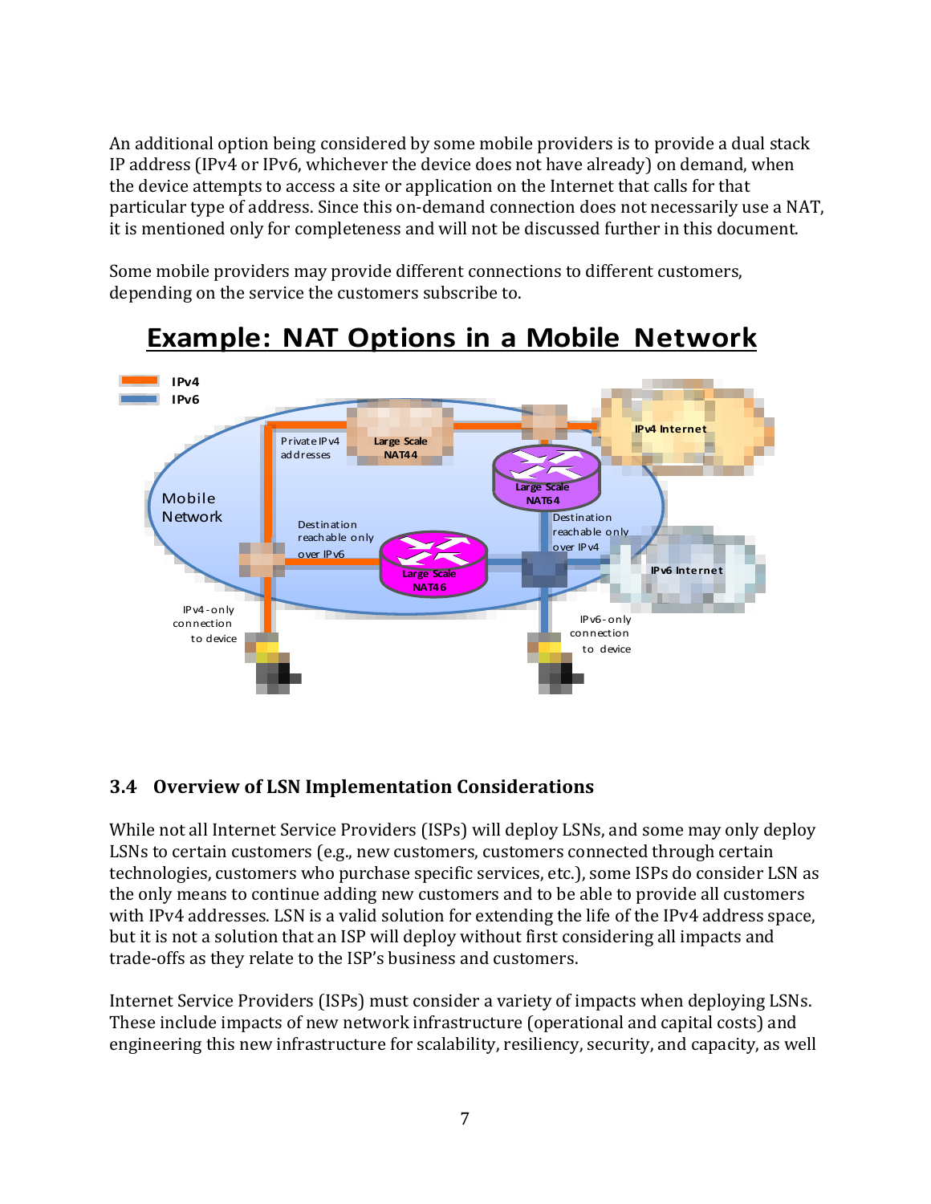An additional option being considered by some mobile providers is to provide a dual stack IP address (IPv4 or IPv6, whichever the device does not have already) on demand, when the device attempts to access a site or application on the Internet that calls for that particular type of address. Since this on-demand connection does not necessarily use a NAT, it is mentioned only for completeness and will not be discussed further in this document.

Some mobile providers may provide different connections to different customers, depending on the service the customers subscribe to.

**Example: NAT Options in a Mobile Network**

IPv4
IPv6

Mobile Network

Private IPv4 addresses

Large Scale NAT44

Large Scale NAT64

IPv4 Internet

Destination reachable only over IPv6

Large Scale NAT46

Destination reachable only over IPv4

IPv6 Internet

IPv4-only connection to device

IPv6-only connection to device

### 3.4 Overview of LSN Implementation Considerations

While not all Internet Service Providers (ISPs) will deploy LSNs, and some may only deploy LSNs to certain customers (e.g., new customers, customers connected through certain technologies, customers who purchase specific services, etc.), some ISPs do consider LSN as the only means to continue adding new customers and to be able to provide all customers with IPv4 addresses. LSN is a valid solution for extending the life of the IPv4 address space, but it is not a solution that an ISP will deploy without first considering all impacts and trade-offs as they relate to the ISP's business and customers.

Internet Service Providers (ISPs) must consider a variety of impacts when deploying LSNs. These include impacts of new network infrastructure (operational and capital costs) and engineering this new infrastructure for scalability, resiliency, security, and capacity, as well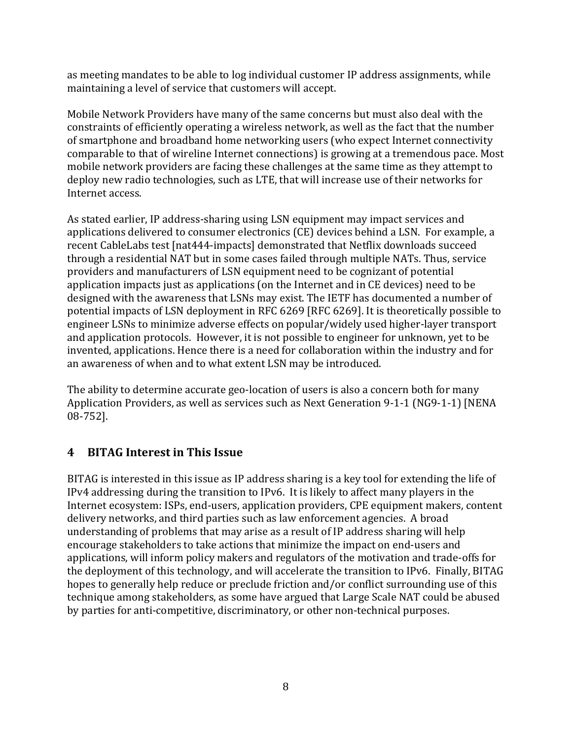as meeting mandates to be able to log individual customer IP address assignments, while maintaining a level of service that customers will accept.

Mobile Network Providers have many of the same concerns but must also deal with the constraints of efficiently operating a wireless network, as well as the fact that the number of smartphone and broadband home networking users (who expect Internet connectivity comparable to that of wireline Internet connections) is growing at a tremendous pace. Most mobile network providers are facing these challenges at the same time as they attempt to deploy new radio technologies, such as LTE, that will increase use of their networks for Internet access.

As stated earlier, IP address-sharing using LSN equipment may impact services and applications delivered to consumer electronics (CE) devices behind a LSN. For example, a recent CableLabs test [nat444-impacts] demonstrated that Netflix downloads succeed through a residential NAT but in some cases failed through multiple NATs. Thus, service providers and manufacturers of LSN equipment need to be cognizant of potential application impacts just as applications (on the Internet and in CE devices) need to be designed with the awareness that LSNs may exist. The IETF has documented a number of potential impacts of LSN deployment in RFC 6269 [RFC 6269]. It is theoretically possible to engineer LSNs to minimize adverse effects on popular/widely used higher-layer transport and application protocols. However, it is not possible to engineer for unknown, yet to be invented, applications. Hence there is a need for collaboration within the industry and for an awareness of when and to what extent LSN may be introduced.

The ability to determine accurate geo-location of users is also a concern both for many Application Providers, as well as services such as Next Generation 9-1-1 (NG9-1-1) [NENA 08-752].

## 4 BITAG Interest in This Issue

BITAG is interested in this issue as IP address sharing is a key tool for extending the life of IPv4 addressing during the transition to IPv6. It is likely to affect many players in the Internet ecosystem: ISPs, end-users, application providers, CPE equipment makers, content delivery networks, and third parties such as law enforcement agencies. A broad understanding of problems that may arise as a result of IP address sharing will help encourage stakeholders to take actions that minimize the impact on end-users and applications, will inform policy makers and regulators of the motivation and trade-offs for the deployment of this technology, and will accelerate the transition to IPv6. Finally, BITAG hopes to generally help reduce or preclude friction and/or conflict surrounding use of this technique among stakeholders, as some have argued that Large Scale NAT could be abused by parties for anti-competitive, discriminatory, or other non-technical purposes.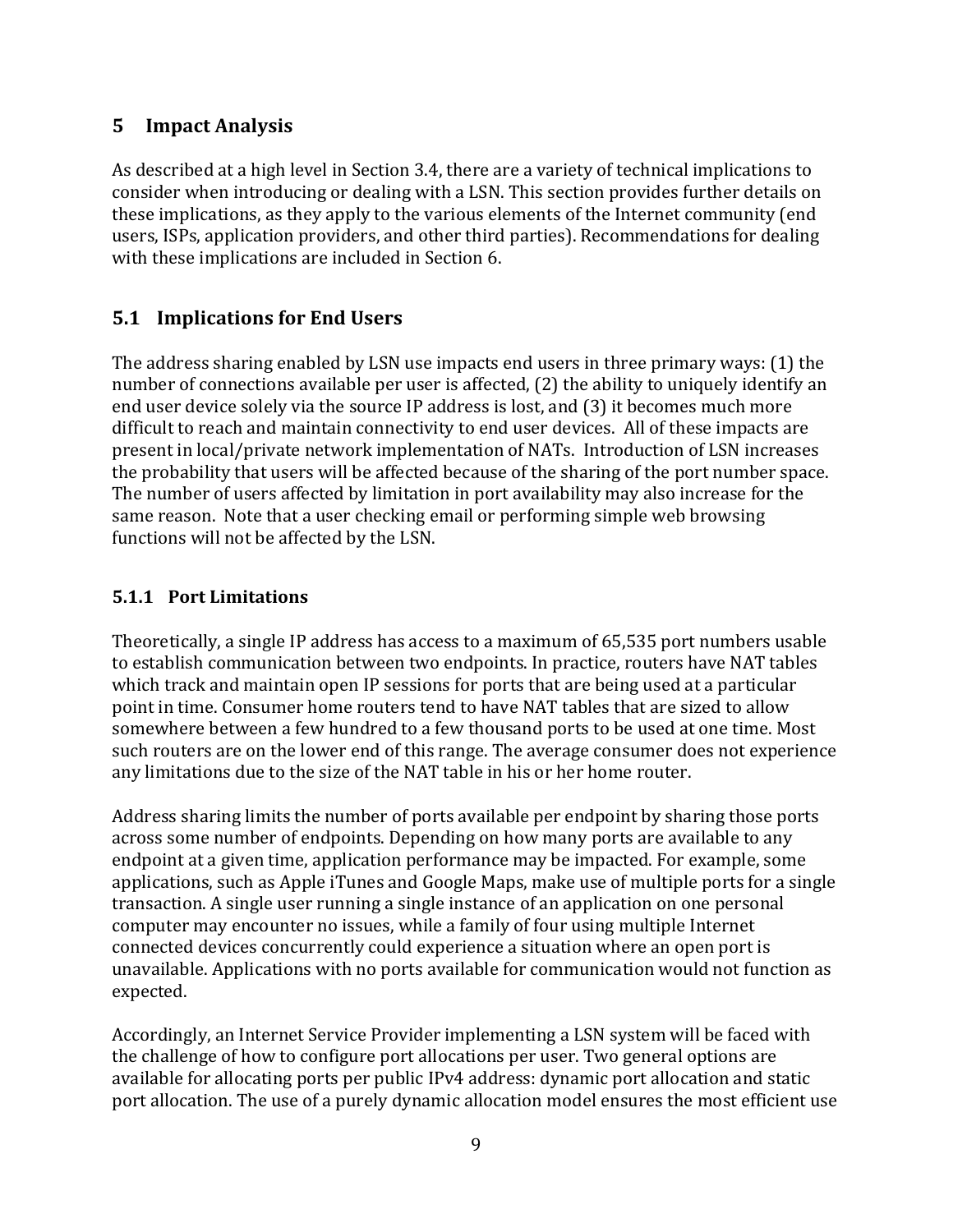## 5 Impact Analysis

As described at a high level in Section 3.4, there are a variety of technical implications to consider when introducing or dealing with a LSN. This section provides further details on these implications, as they apply to the various elements of the Internet community (end users, ISPs, application providers, and other third parties). Recommendations for dealing with these implications are included in Section 6.

### 5.1 Implications for End Users

The address sharing enabled by LSN use impacts end users in three primary ways: (1) the number of connections available per user is affected, (2) the ability to uniquely identify an end user device solely via the source IP address is lost, and (3) it becomes much more difficult to reach and maintain connectivity to end user devices. All of these impacts are present in local/private network implementation of NATs. Introduction of LSN increases the probability that users will be affected because of the sharing of the port number space. The number of users affected by limitation in port availability may also increase for the same reason. Note that a user checking email or performing simple web browsing functions will not be affected by the LSN.

#### 5.1.1 Port Limitations

Theoretically, a single IP address has access to a maximum of 65,535 port numbers usable to establish communication between two endpoints. In practice, routers have NAT tables which track and maintain open IP sessions for ports that are being used at a particular point in time. Consumer home routers tend to have NAT tables that are sized to allow somewhere between a few hundred to a few thousand ports to be used at one time. Most such routers are on the lower end of this range. The average consumer does not experience any limitations due to the size of the NAT table in his or her home router.

Address sharing limits the number of ports available per endpoint by sharing those ports across some number of endpoints. Depending on how many ports are available to any endpoint at a given time, application performance may be impacted. For example, some applications, such as Apple iTunes and Google Maps, make use of multiple ports for a single transaction. A single user running a single instance of an application on one personal computer may encounter no issues, while a family of four using multiple Internet connected devices concurrently could experience a situation where an open port is unavailable. Applications with no ports available for communication would not function as expected.

Accordingly, an Internet Service Provider implementing a LSN system will be faced with the challenge of how to configure port allocations per user. Two general options are available for allocating ports per public IPv4 address: dynamic port allocation and static port allocation. The use of a purely dynamic allocation model ensures the most efficient use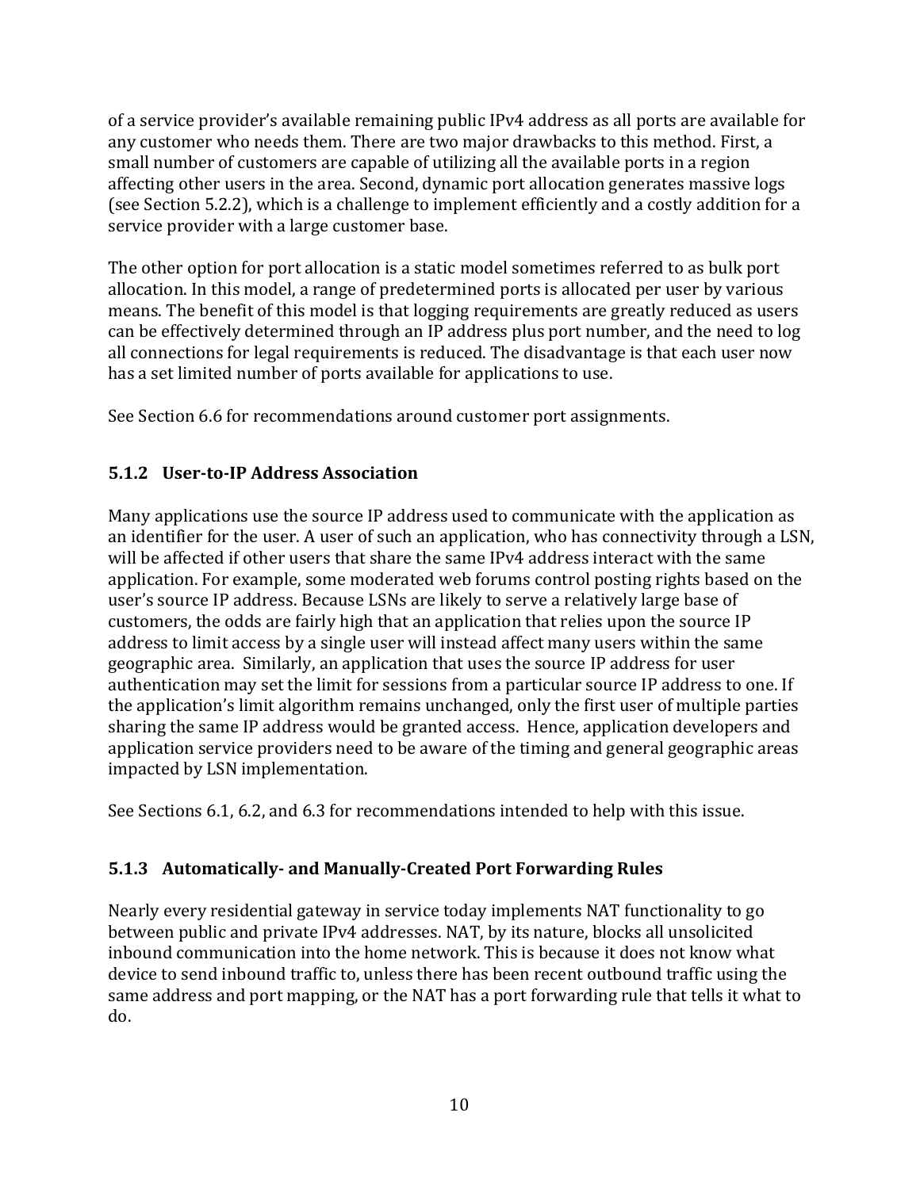of a service provider's available remaining public IPv4 address as all ports are available for any customer who needs them. There are two major drawbacks to this method. First, a small number of customers are capable of utilizing all the available ports in a region affecting other users in the area. Second, dynamic port allocation generates massive logs (see Section 5.2.2), which is a challenge to implement efficiently and a costly addition for a service provider with a large customer base.

The other option for port allocation is a static model sometimes referred to as bulk port allocation. In this model, a range of predetermined ports is allocated per user by various means. The benefit of this model is that logging requirements are greatly reduced as users can be effectively determined through an IP address plus port number, and the need to log all connections for legal requirements is reduced. The disadvantage is that each user now has a set limited number of ports available for applications to use.

See Section 6.6 for recommendations around customer port assignments.

### 5.1.2 User-to-IP Address Association

Many applications use the source IP address used to communicate with the application as an identifier for the user. A user of such an application, who has connectivity through a LSN, will be affected if other users that share the same IPv4 address interact with the same application. For example, some moderated web forums control posting rights based on the user's source IP address. Because LSNs are likely to serve a relatively large base of customers, the odds are fairly high that an application that relies upon the source IP address to limit access by a single user will instead affect many users within the same geographic area. Similarly, an application that uses the source IP address for user authentication may set the limit for sessions from a particular source IP address to one. If the application's limit algorithm remains unchanged, only the first user of multiple parties sharing the same IP address would be granted access. Hence, application developers and application service providers need to be aware of the timing and general geographic areas impacted by LSN implementation.

See Sections 6.1, 6.2, and 6.3 for recommendations intended to help with this issue.

### 5.1.3 Automatically- and Manually-Created Port Forwarding Rules

Nearly every residential gateway in service today implements NAT functionality to go between public and private IPv4 addresses. NAT, by its nature, blocks all unsolicited inbound communication into the home network. This is because it does not know what device to send inbound traffic to, unless there has been recent outbound traffic using the same address and port mapping, or the NAT has a port forwarding rule that tells it what to do.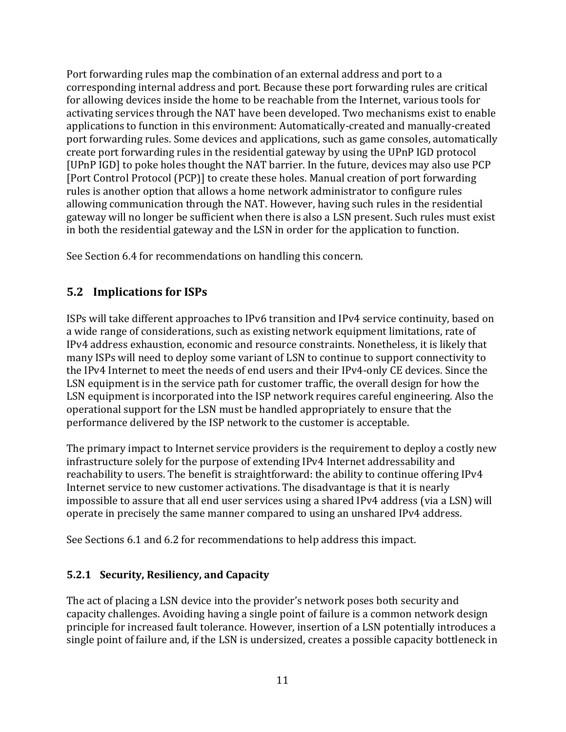Port forwarding rules map the combination of an external address and port to a corresponding internal address and port. Because these port forwarding rules are critical for allowing devices inside the home to be reachable from the Internet, various tools for activating services through the NAT have been developed. Two mechanisms exist to enable applications to function in this environment: Automatically-created and manually-created port forwarding rules. Some devices and applications, such as game consoles, automatically create port forwarding rules in the residential gateway by using the UPnP IGD protocol [UPnP IGD] to poke holes thought the NAT barrier. In the future, devices may also use PCP [Port Control Protocol (PCP)] to create these holes. Manual creation of port forwarding rules is another option that allows a home network administrator to configure rules allowing communication through the NAT. However, having such rules in the residential gateway will no longer be sufficient when there is also a LSN present. Such rules must exist in both the residential gateway and the LSN in order for the application to function.

See Section 6.4 for recommendations on handling this concern.

## 5.2 Implications for ISPs

ISPs will take different approaches to IPv6 transition and IPv4 service continuity, based on a wide range of considerations, such as existing network equipment limitations, rate of IPv4 address exhaustion, economic and resource constraints. Nonetheless, it is likely that many ISPs will need to deploy some variant of LSN to continue to support connectivity to the IPv4 Internet to meet the needs of end users and their IPv4-only CE devices. Since the LSN equipment is in the service path for customer traffic, the overall design for how the LSN equipment is incorporated into the ISP network requires careful engineering. Also the operational support for the LSN must be handled appropriately to ensure that the performance delivered by the ISP network to the customer is acceptable.

The primary impact to Internet service providers is the requirement to deploy a costly new infrastructure solely for the purpose of extending IPv4 Internet addressability and reachability to users. The benefit is straightforward: the ability to continue offering IPv4 Internet service to new customer activations. The disadvantage is that it is nearly impossible to assure that all end user services using a shared IPv4 address (via a LSN) will operate in precisely the same manner compared to using an unshared IPv4 address.

See Sections 6.1 and 6.2 for recommendations to help address this impact.

### 5.2.1 Security, Resiliency, and Capacity

The act of placing a LSN device into the provider's network poses both security and capacity challenges. Avoiding having a single point of failure is a common network design principle for increased fault tolerance. However, insertion of a LSN potentially introduces a single point of failure and, if the LSN is undersized, creates a possible capacity bottleneck in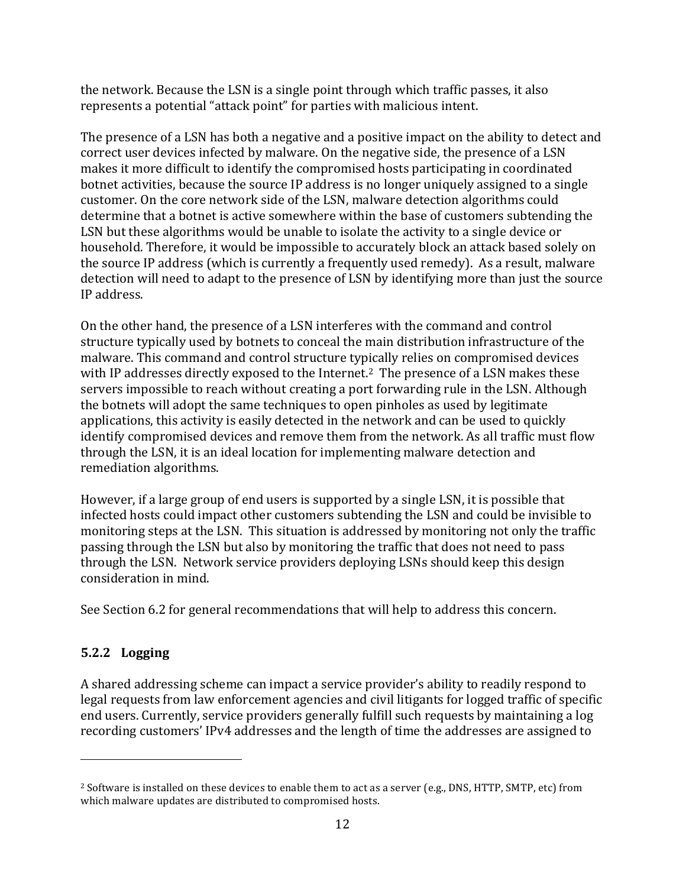the network. Because the LSN is a single point through which traffic passes, it also represents a potential "attack point" for parties with malicious intent.

The presence of a LSN has both a negative and a positive impact on the ability to detect and correct user devices infected by malware. On the negative side, the presence of a LSN makes it more difficult to identify the compromised hosts participating in coordinated botnet activities, because the source IP address is no longer uniquely assigned to a single customer. On the core network side of the LSN, malware detection algorithms could determine that a botnet is active somewhere within the base of customers subtending the LSN but these algorithms would be unable to isolate the activity to a single device or household. Therefore, it would be impossible to accurately block an attack based solely on the source IP address (which is currently a frequently used remedy). As a result, malware detection will need to adapt to the presence of LSN by identifying more than just the source IP address.

On the other hand, the presence of a LSN interferes with the command and control structure typically used by botnets to conceal the main distribution infrastructure of the malware. This command and control structure typically relies on compromised devices with IP addresses directly exposed to the Internet.[2] The presence of a LSN makes these servers impossible to reach without creating a port forwarding rule in the LSN. Although the botnets will adopt the same techniques to open pinholes as used by legitimate applications, this activity is easily detected in the network and can be used to quickly identify compromised devices and remove them from the network. As all traffic must flow through the LSN, it is an ideal location for implementing malware detection and remediation algorithms.

However, if a large group of end users is supported by a single LSN, it is possible that infected hosts could impact other customers subtending the LSN and could be invisible to monitoring steps at the LSN. This situation is addressed by monitoring not only the traffic passing through the LSN but also by monitoring the traffic that does not need to pass through the LSN. Network service providers deploying LSNs should keep this design consideration in mind.

See Section 6.2 for general recommendations that will help to address this concern.

### 5.2.2 Logging

A shared addressing scheme can impact a service provider's ability to readily respond to legal requests from law enforcement agencies and civil litigants for logged traffic of specific end users. Currently, service providers generally fulfill such requests by maintaining a log recording customers' IPv4 addresses and the length of time the addresses are assigned to

---

[2] Software is installed on these devices to enable them to act as a server (e.g., DNS, HTTP, SMTP, etc) from which malware updates are distributed to compromised hosts.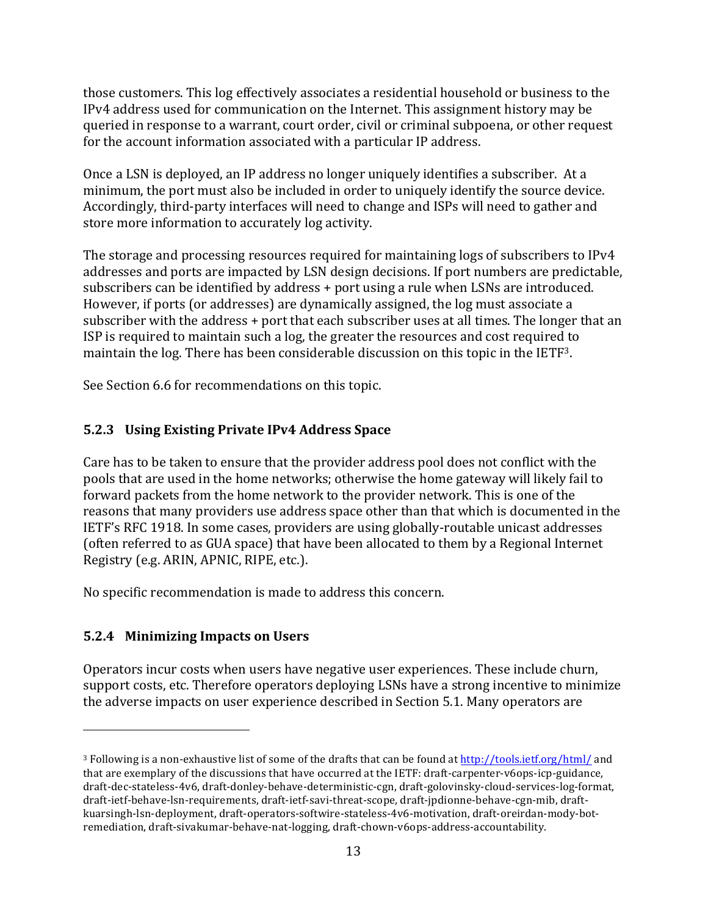those customers. This log effectively associates a residential household or business to the IPv4 address used for communication on the Internet. This assignment history may be queried in response to a warrant, court order, civil or criminal subpoena, or other request for the account information associated with a particular IP address.

Once a LSN is deployed, an IP address no longer uniquely identifies a subscriber. At a minimum, the port must also be included in order to uniquely identify the source device. Accordingly, third-party interfaces will need to change and ISPs will need to gather and store more information to accurately log activity.

The storage and processing resources required for maintaining logs of subscribers to IPv4 addresses and ports are impacted by LSN design decisions. If port numbers are predictable, subscribers can be identified by address + port using a rule when LSNs are introduced. However, if ports (or addresses) are dynamically assigned, the log must associate a subscriber with the address + port that each subscriber uses at all times. The longer that an ISP is required to maintain such a log, the greater the resources and cost required to maintain the log. There has been considerable discussion on this topic in the IETF[3].

See Section 6.6 for recommendations on this topic.

### 5.2.3 Using Existing Private IPv4 Address Space

Care has to be taken to ensure that the provider address pool does not conflict with the pools that are used in the home networks; otherwise the home gateway will likely fail to forward packets from the home network to the provider network. This is one of the reasons that many providers use address space other than that which is documented in the IETF's RFC 1918. In some cases, providers are using globally-routable unicast addresses (often referred to as GUA space) that have been allocated to them by a Regional Internet Registry (e.g. ARIN, APNIC, RIPE, etc.).

No specific recommendation is made to address this concern.

### 5.2.4 Minimizing Impacts on Users

Operators incur costs when users have negative user experiences. These include churn, support costs, etc. Therefore operators deploying LSNs have a strong incentive to minimize the adverse impacts on user experience described in Section 5.1. Many operators are

---

[3] Following is a non-exhaustive list of some of the drafts that can be found at http://tools.ietf.org/html/ and that are exemplary of the discussions that have occurred at the IETF: draft-carpenter-v6ops-icp-guidance, draft-dec-stateless-4v6, draft-donley-behave-deterministic-cgn, draft-golovinsky-cloud-services-log-format, draft-ietf-behave-lsn-requirements, draft-ietf-savi-threat-scope, draft-jpdionne-behave-cgn-mib, draft-kuarsingh-lsn-deployment, draft-operators-softwire-stateless-4v6-motivation, draft-oreirdan-mody-bot-remediation, draft-sivakumar-behave-nat-logging, draft-chown-v6ops-address-accountability.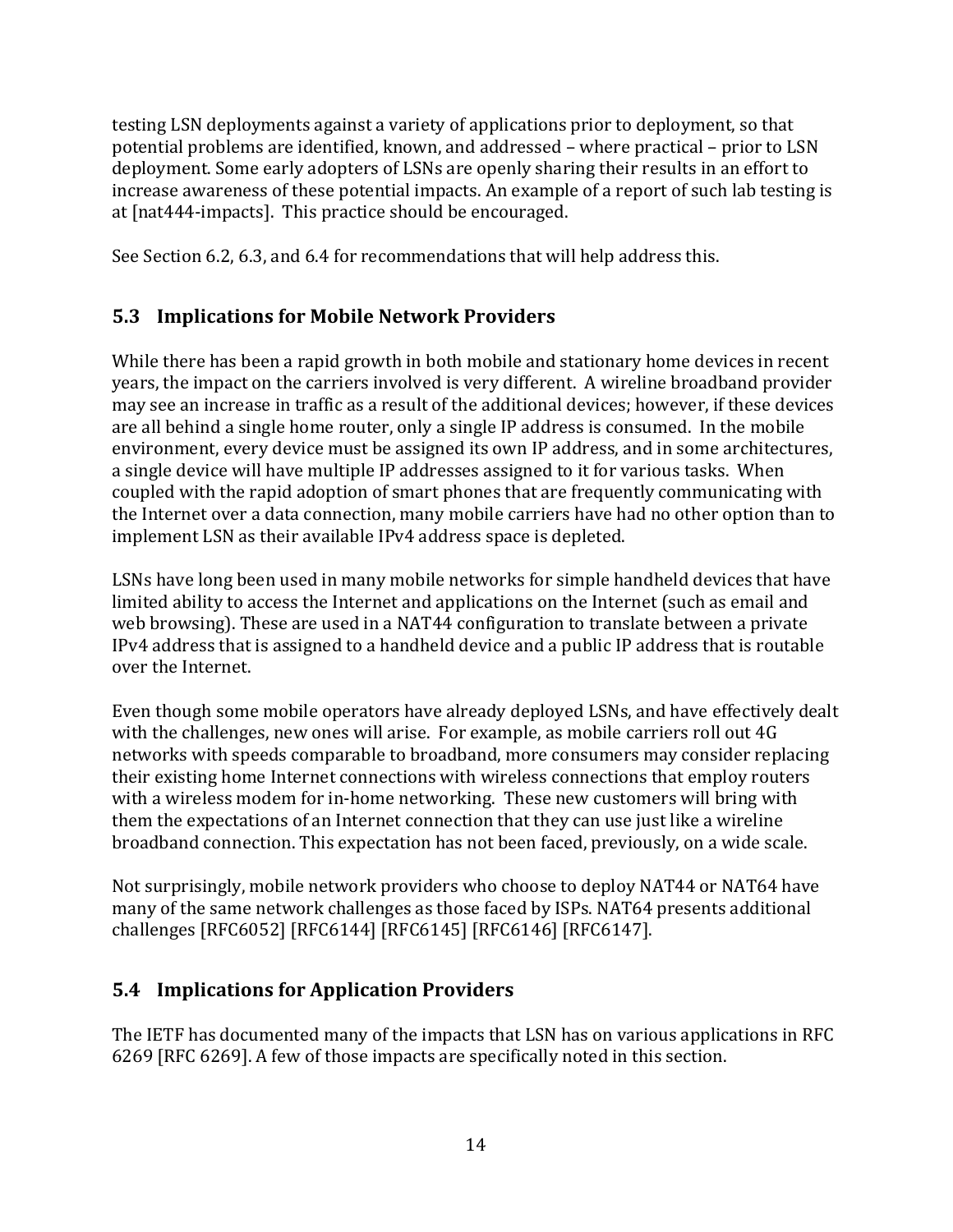testing LSN deployments against a variety of applications prior to deployment, so that potential problems are identified, known, and addressed – where practical – prior to LSN deployment. Some early adopters of LSNs are openly sharing their results in an effort to increase awareness of these potential impacts. An example of a report of such lab testing is at [nat444-impacts]. This practice should be encouraged.

See Section 6.2, 6.3, and 6.4 for recommendations that will help address this.

## 5.3 Implications for Mobile Network Providers

While there has been a rapid growth in both mobile and stationary home devices in recent years, the impact on the carriers involved is very different. A wireline broadband provider may see an increase in traffic as a result of the additional devices; however, if these devices are all behind a single home router, only a single IP address is consumed. In the mobile environment, every device must be assigned its own IP address, and in some architectures, a single device will have multiple IP addresses assigned to it for various tasks. When coupled with the rapid adoption of smart phones that are frequently communicating with the Internet over a data connection, many mobile carriers have had no other option than to implement LSN as their available IPv4 address space is depleted.

LSNs have long been used in many mobile networks for simple handheld devices that have limited ability to access the Internet and applications on the Internet (such as email and web browsing). These are used in a NAT44 configuration to translate between a private IPv4 address that is assigned to a handheld device and a public IP address that is routable over the Internet.

Even though some mobile operators have already deployed LSNs, and have effectively dealt with the challenges, new ones will arise. For example, as mobile carriers roll out 4G networks with speeds comparable to broadband, more consumers may consider replacing their existing home Internet connections with wireless connections that employ routers with a wireless modem for in-home networking. These new customers will bring with them the expectations of an Internet connection that they can use just like a wireline broadband connection. This expectation has not been faced, previously, on a wide scale.

Not surprisingly, mobile network providers who choose to deploy NAT44 or NAT64 have many of the same network challenges as those faced by ISPs. NAT64 presents additional challenges [RFC6052] [RFC6144] [RFC6145] [RFC6146] [RFC6147].

## 5.4 Implications for Application Providers

The IETF has documented many of the impacts that LSN has on various applications in RFC 6269 [RFC 6269]. A few of those impacts are specifically noted in this section.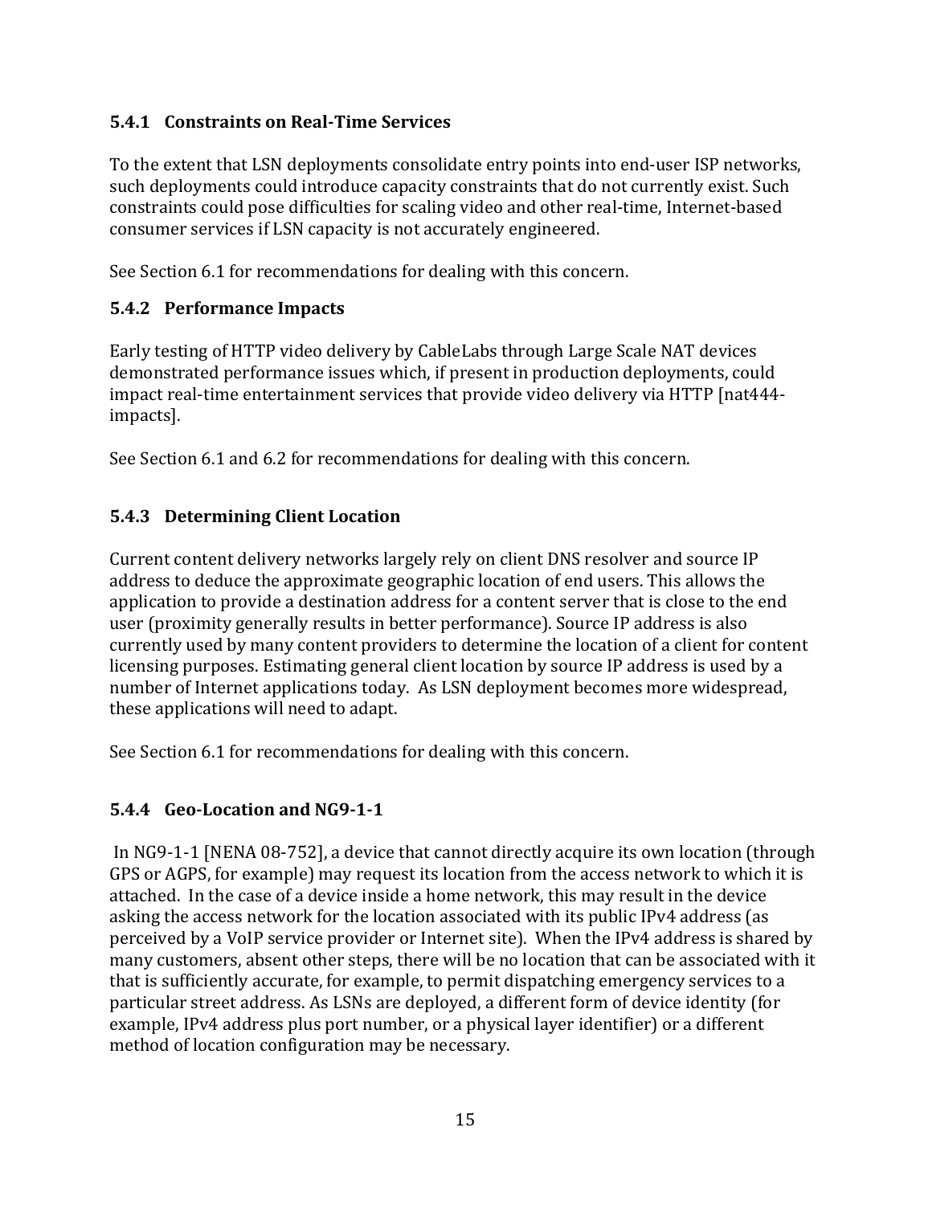### 5.4.1 Constraints on Real-Time Services

To the extent that LSN deployments consolidate entry points into end-user ISP networks, such deployments could introduce capacity constraints that do not currently exist. Such constraints could pose difficulties for scaling video and other real-time, Internet-based consumer services if LSN capacity is not accurately engineered.

See Section 6.1 for recommendations for dealing with this concern.

### 5.4.2 Performance Impacts

Early testing of HTTP video delivery by CableLabs through Large Scale NAT devices demonstrated performance issues which, if present in production deployments, could impact real-time entertainment services that provide video delivery via HTTP [nat444-impacts].

See Section 6.1 and 6.2 for recommendations for dealing with this concern.

### 5.4.3 Determining Client Location

Current content delivery networks largely rely on client DNS resolver and source IP address to deduce the approximate geographic location of end users. This allows the application to provide a destination address for a content server that is close to the end user (proximity generally results in better performance). Source IP address is also currently used by many content providers to determine the location of a client for content licensing purposes. Estimating general client location by source IP address is used by a number of Internet applications today. As LSN deployment becomes more widespread, these applications will need to adapt.

See Section 6.1 for recommendations for dealing with this concern.

### 5.4.4 Geo-Location and NG9-1-1

In NG9-1-1 [NENA 08-752], a device that cannot directly acquire its own location (through GPS or AGPS, for example) may request its location from the access network to which it is attached. In the case of a device inside a home network, this may result in the device asking the access network for the location associated with its public IPv4 address (as perceived by a VoIP service provider or Internet site). When the IPv4 address is shared by many customers, absent other steps, there will be no location that can be associated with it that is sufficiently accurate, for example, to permit dispatching emergency services to a particular street address. As LSNs are deployed, a different form of device identity (for example, IPv4 address plus port number, or a physical layer identifier) or a different method of location configuration may be necessary.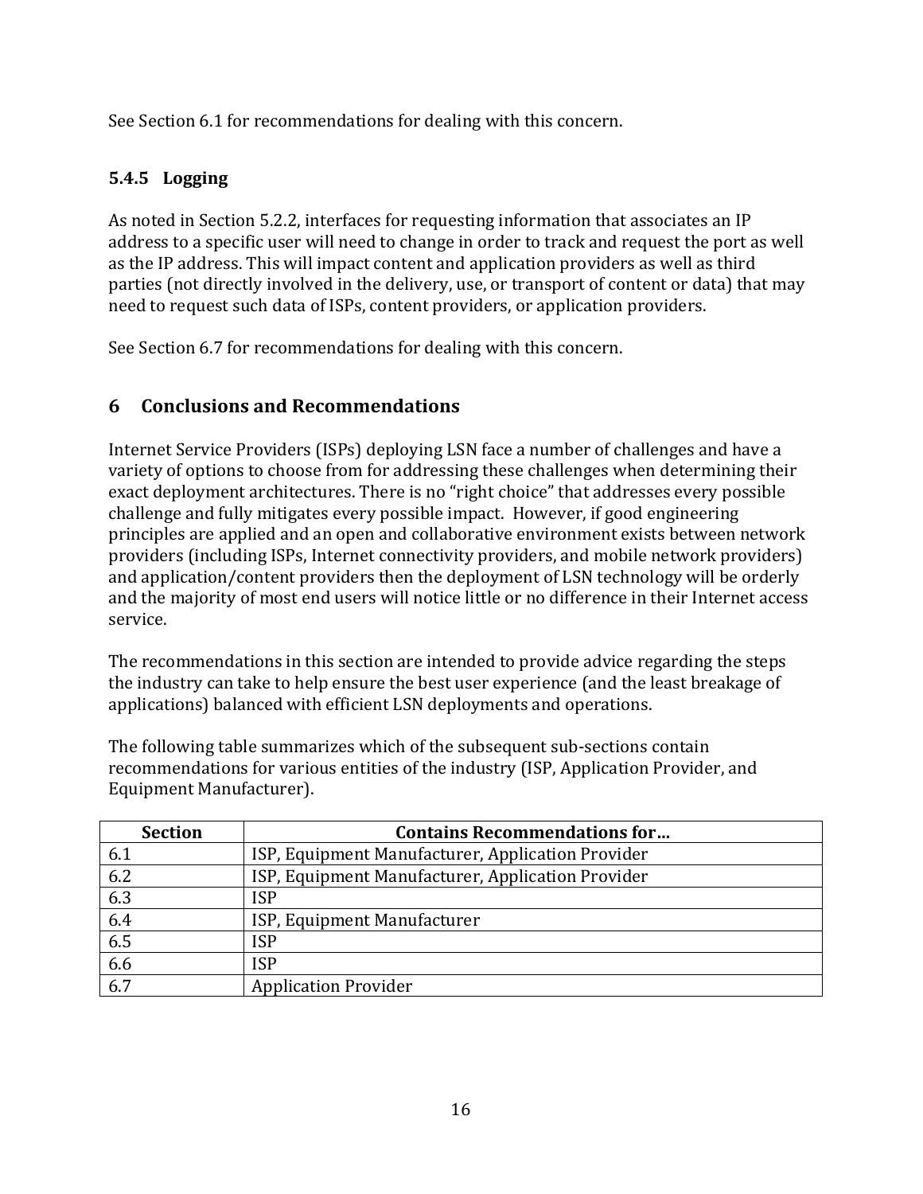See Section 6.1 for recommendations for dealing with this concern.

### 5.4.5 Logging

As noted in Section 5.2.2, interfaces for requesting information that associates an IP address to a specific user will need to change in order to track and request the port as well as the IP address. This will impact content and application providers as well as third parties (not directly involved in the delivery, use, or transport of content or data) that may need to request such data of ISPs, content providers, or application providers.

See Section 6.7 for recommendations for dealing with this concern.

# 6 Conclusions and Recommendations

Internet Service Providers (ISPs) deploying LSN face a number of challenges and have a variety of options to choose from for addressing these challenges when determining their exact deployment architectures. There is no "right choice" that addresses every possible challenge and fully mitigates every possible impact. However, if good engineering principles are applied and an open and collaborative environment exists between network providers (including ISPs, Internet connectivity providers, and mobile network providers) and application/content providers then the deployment of LSN technology will be orderly and the majority of most end users will notice little or no difference in their Internet access service.

The recommendations in this section are intended to provide advice regarding the steps the industry can take to help ensure the best user experience (and the least breakage of applications) balanced with efficient LSN deployments and operations.

The following table summarizes which of the subsequent sub-sections contain recommendations for various entities of the industry (ISP, Application Provider, and Equipment Manufacturer).

| Section | Contains Recommendations for… |
|---|---|
| 6.1 | ISP, Equipment Manufacturer, Application Provider |
| 6.2 | ISP, Equipment Manufacturer, Application Provider |
| 6.3 | ISP |
| 6.4 | ISP, Equipment Manufacturer |
| 6.5 | ISP |
| 6.6 | ISP |
| 6.7 | Application Provider |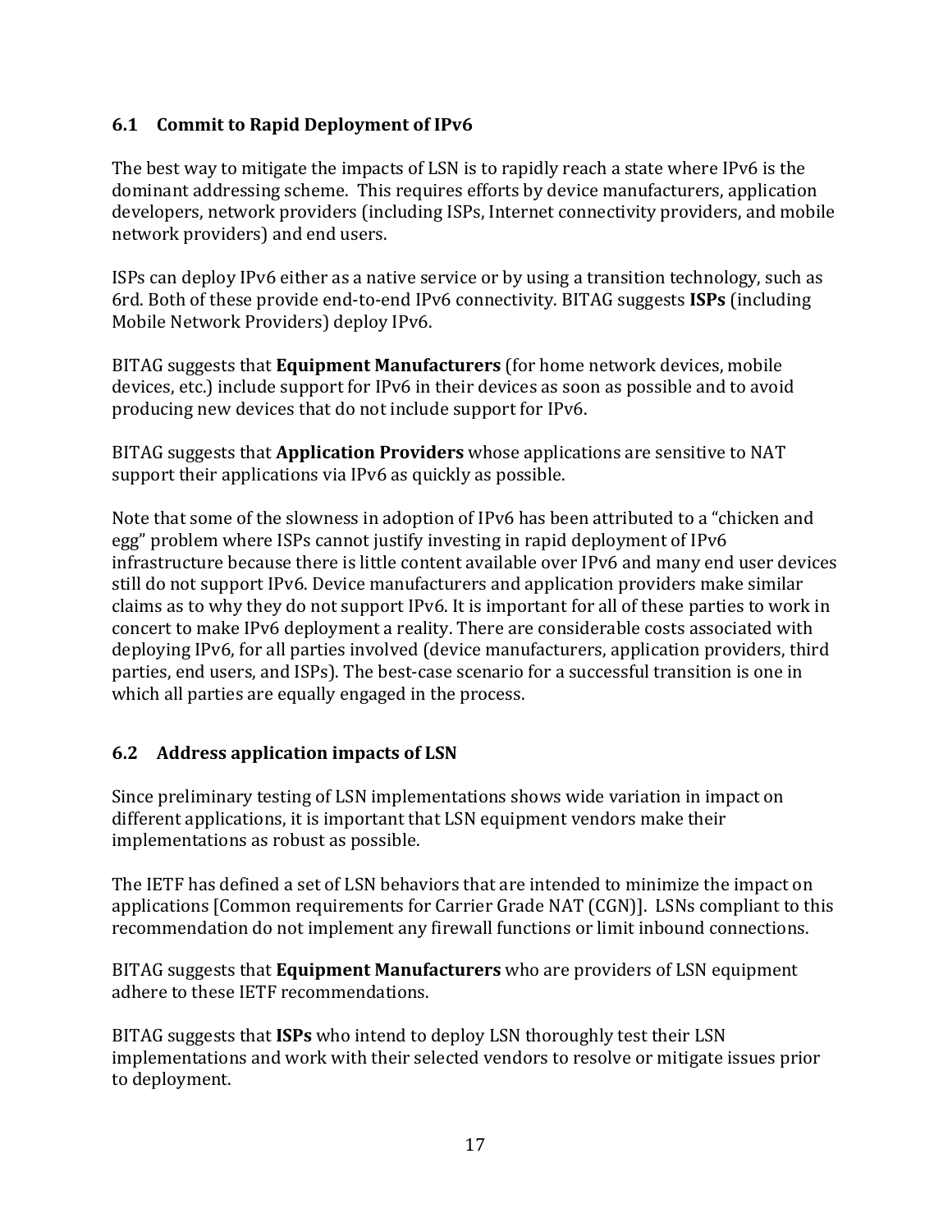## 6.1 Commit to Rapid Deployment of IPv6

The best way to mitigate the impacts of LSN is to rapidly reach a state where IPv6 is the dominant addressing scheme. This requires efforts by device manufacturers, application developers, network providers (including ISPs, Internet connectivity providers, and mobile network providers) and end users.

ISPs can deploy IPv6 either as a native service or by using a transition technology, such as 6rd. Both of these provide end-to-end IPv6 connectivity. BITAG suggests **ISPs** (including Mobile Network Providers) deploy IPv6.

BITAG suggests that **Equipment Manufacturers** (for home network devices, mobile devices, etc.) include support for IPv6 in their devices as soon as possible and to avoid producing new devices that do not include support for IPv6.

BITAG suggests that **Application Providers** whose applications are sensitive to NAT support their applications via IPv6 as quickly as possible.

Note that some of the slowness in adoption of IPv6 has been attributed to a "chicken and egg" problem where ISPs cannot justify investing in rapid deployment of IPv6 infrastructure because there is little content available over IPv6 and many end user devices still do not support IPv6. Device manufacturers and application providers make similar claims as to why they do not support IPv6. It is important for all of these parties to work in concert to make IPv6 deployment a reality. There are considerable costs associated with deploying IPv6, for all parties involved (device manufacturers, application providers, third parties, end users, and ISPs). The best-case scenario for a successful transition is one in which all parties are equally engaged in the process.

## 6.2 Address application impacts of LSN

Since preliminary testing of LSN implementations shows wide variation in impact on different applications, it is important that LSN equipment vendors make their implementations as robust as possible.

The IETF has defined a set of LSN behaviors that are intended to minimize the impact on applications [Common requirements for Carrier Grade NAT (CGN)]. LSNs compliant to this recommendation do not implement any firewall functions or limit inbound connections.

BITAG suggests that **Equipment Manufacturers** who are providers of LSN equipment adhere to these IETF recommendations.

BITAG suggests that **ISPs** who intend to deploy LSN thoroughly test their LSN implementations and work with their selected vendors to resolve or mitigate issues prior to deployment.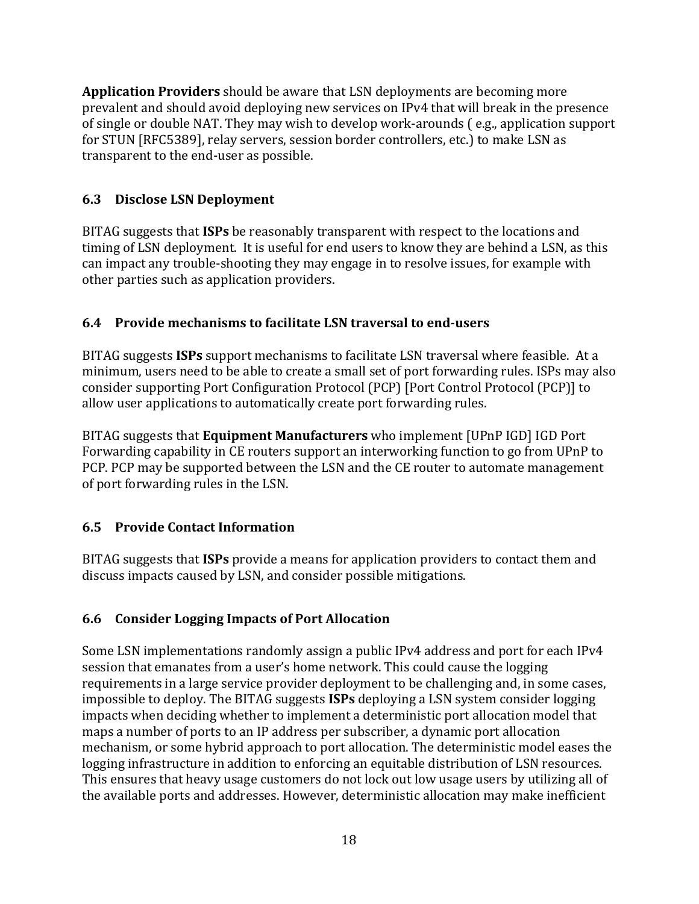**Application Providers** should be aware that LSN deployments are becoming more prevalent and should avoid deploying new services on IPv4 that will break in the presence of single or double NAT. They may wish to develop work-arounds ( e.g., application support for STUN [RFC5389], relay servers, session border controllers, etc.) to make LSN as transparent to the end-user as possible.

### 6.3 Disclose LSN Deployment

BITAG suggests that **ISPs** be reasonably transparent with respect to the locations and timing of LSN deployment. It is useful for end users to know they are behind a LSN, as this can impact any trouble-shooting they may engage in to resolve issues, for example with other parties such as application providers.

### 6.4 Provide mechanisms to facilitate LSN traversal to end-users

BITAG suggests **ISPs** support mechanisms to facilitate LSN traversal where feasible. At a minimum, users need to be able to create a small set of port forwarding rules. ISPs may also consider supporting Port Configuration Protocol (PCP) [Port Control Protocol (PCP)] to allow user applications to automatically create port forwarding rules.

BITAG suggests that **Equipment Manufacturers** who implement [UPnP IGD] IGD Port Forwarding capability in CE routers support an interworking function to go from UPnP to PCP. PCP may be supported between the LSN and the CE router to automate management of port forwarding rules in the LSN.

### 6.5 Provide Contact Information

BITAG suggests that **ISPs** provide a means for application providers to contact them and discuss impacts caused by LSN, and consider possible mitigations.

### 6.6 Consider Logging Impacts of Port Allocation

Some LSN implementations randomly assign a public IPv4 address and port for each IPv4 session that emanates from a user's home network. This could cause the logging requirements in a large service provider deployment to be challenging and, in some cases, impossible to deploy. The BITAG suggests **ISPs** deploying a LSN system consider logging impacts when deciding whether to implement a deterministic port allocation model that maps a number of ports to an IP address per subscriber, a dynamic port allocation mechanism, or some hybrid approach to port allocation. The deterministic model eases the logging infrastructure in addition to enforcing an equitable distribution of LSN resources. This ensures that heavy usage customers do not lock out low usage users by utilizing all of the available ports and addresses. However, deterministic allocation may make inefficient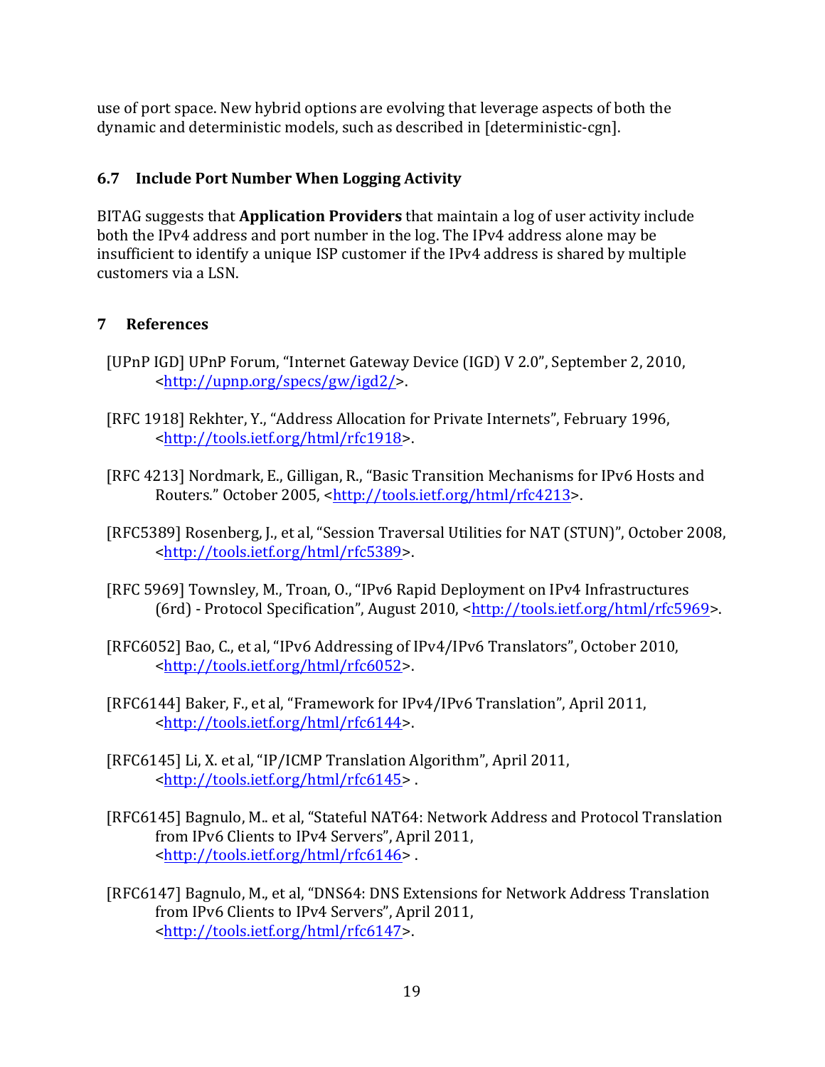use of port space. New hybrid options are evolving that leverage aspects of both the dynamic and deterministic models, such as described in [deterministic-cgn].

### 6.7 Include Port Number When Logging Activity

BITAG suggests that **Application Providers** that maintain a log of user activity include both the IPv4 address and port number in the log. The IPv4 address alone may be insufficient to identify a unique ISP customer if the IPv4 address is shared by multiple customers via a LSN.

## 7 References

[UPnP IGD] UPnP Forum, "Internet Gateway Device (IGD) V 2.0", September 2, 2010, <http://upnp.org/specs/gw/igd2/>.

[RFC 1918] Rekhter, Y., "Address Allocation for Private Internets", February 1996, <http://tools.ietf.org/html/rfc1918>.

[RFC 4213] Nordmark, E., Gilligan, R., "Basic Transition Mechanisms for IPv6 Hosts and Routers." October 2005, <http://tools.ietf.org/html/rfc4213>.

[RFC5389] Rosenberg, J., et al, "Session Traversal Utilities for NAT (STUN)", October 2008, <http://tools.ietf.org/html/rfc5389>.

[RFC 5969] Townsley, M., Troan, O., "IPv6 Rapid Deployment on IPv4 Infrastructures (6rd) - Protocol Specification", August 2010, <http://tools.ietf.org/html/rfc5969>.

[RFC6052] Bao, C., et al, "IPv6 Addressing of IPv4/IPv6 Translators", October 2010, <http://tools.ietf.org/html/rfc6052>.

[RFC6144] Baker, F., et al, "Framework for IPv4/IPv6 Translation", April 2011, <http://tools.ietf.org/html/rfc6144>.

[RFC6145] Li, X. et al, "IP/ICMP Translation Algorithm", April 2011, <http://tools.ietf.org/html/rfc6145> .

[RFC6145] Bagnulo, M.. et al, "Stateful NAT64: Network Address and Protocol Translation from IPv6 Clients to IPv4 Servers", April 2011, <http://tools.ietf.org/html/rfc6146> .

[RFC6147] Bagnulo, M., et al, "DNS64: DNS Extensions for Network Address Translation from IPv6 Clients to IPv4 Servers", April 2011, <http://tools.ietf.org/html/rfc6147>.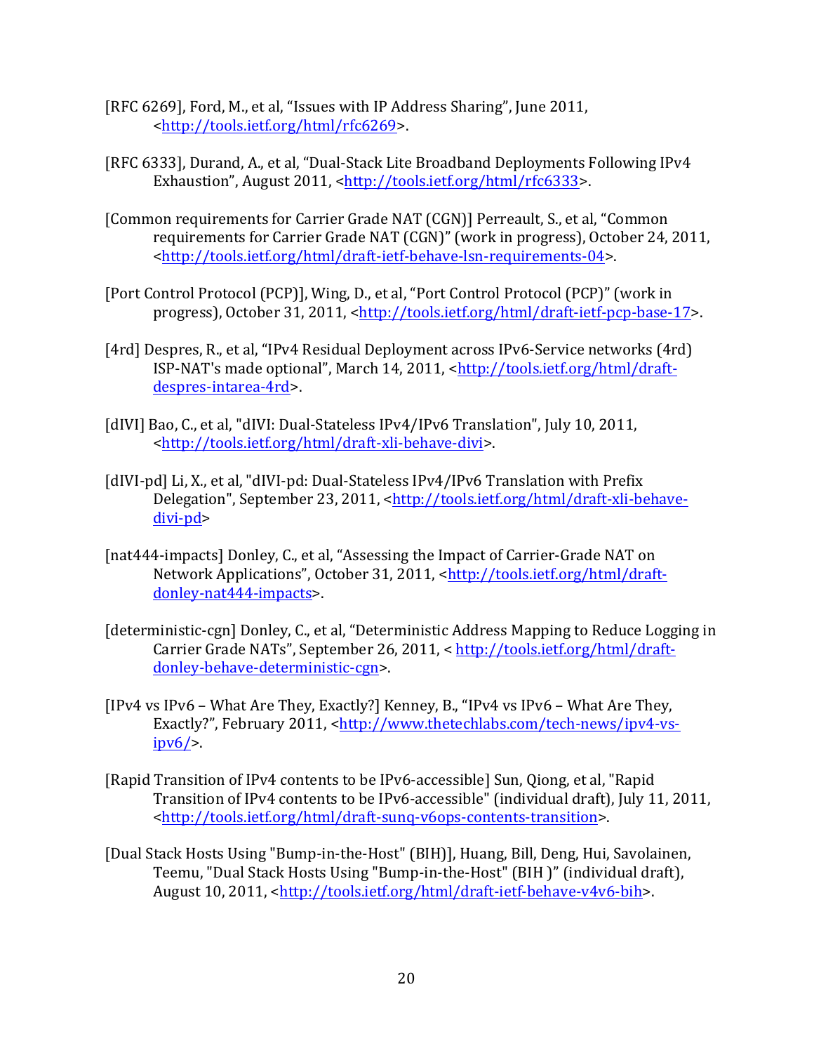[RFC 6269], Ford, M., et al, “Issues with IP Address Sharing”, June 2011, <http://tools.ietf.org/html/rfc6269>.

[RFC 6333], Durand, A., et al, “Dual-Stack Lite Broadband Deployments Following IPv4 Exhaustion”, August 2011, <http://tools.ietf.org/html/rfc6333>.

[Common requirements for Carrier Grade NAT (CGN)] Perreault, S., et al, “Common requirements for Carrier Grade NAT (CGN)” (work in progress), October 24, 2011, <http://tools.ietf.org/html/draft-ietf-behave-lsn-requirements-04>.

[Port Control Protocol (PCP)], Wing, D., et al, “Port Control Protocol (PCP)” (work in progress), October 31, 2011, <http://tools.ietf.org/html/draft-ietf-pcp-base-17>.

[4rd] Despres, R., et al, “IPv4 Residual Deployment across IPv6-Service networks (4rd) ISP-NAT's made optional”, March 14, 2011, <http://tools.ietf.org/html/draft-despres-intarea-4rd>.

[dIVI] Bao, C., et al, "dIVI: Dual-Stateless IPv4/IPv6 Translation", July 10, 2011, <http://tools.ietf.org/html/draft-xli-behave-divi>.

[dIVI-pd] Li, X., et al, "dIVI-pd: Dual-Stateless IPv4/IPv6 Translation with Prefix Delegation", September 23, 2011, <http://tools.ietf.org/html/draft-xli-behave-divi-pd>

[nat444-impacts] Donley, C., et al, “Assessing the Impact of Carrier-Grade NAT on Network Applications”, October 31, 2011, <http://tools.ietf.org/html/draft-donley-nat444-impacts>.

[deterministic-cgn] Donley, C., et al, “Deterministic Address Mapping to Reduce Logging in Carrier Grade NATs”, September 26, 2011, < http://tools.ietf.org/html/draft-donley-behave-deterministic-cgn>.

[IPv4 vs IPv6 – What Are They, Exactly?] Kenney, B., “IPv4 vs IPv6 – What Are They, Exactly?”, February 2011, <http://www.thetechlabs.com/tech-news/ipv4-vs-ipv6/>.

[Rapid Transition of IPv4 contents to be IPv6-accessible] Sun, Qiong, et al, "Rapid Transition of IPv4 contents to be IPv6-accessible" (individual draft), July 11, 2011, <http://tools.ietf.org/html/draft-sunq-v6ops-contents-transition>.

[Dual Stack Hosts Using "Bump-in-the-Host" (BIH)], Huang, Bill, Deng, Hui, Savolainen, Teemu, "Dual Stack Hosts Using "Bump-in-the-Host" (BIH )" (individual draft), August 10, 2011, <http://tools.ietf.org/html/draft-ietf-behave-v4v6-bih>.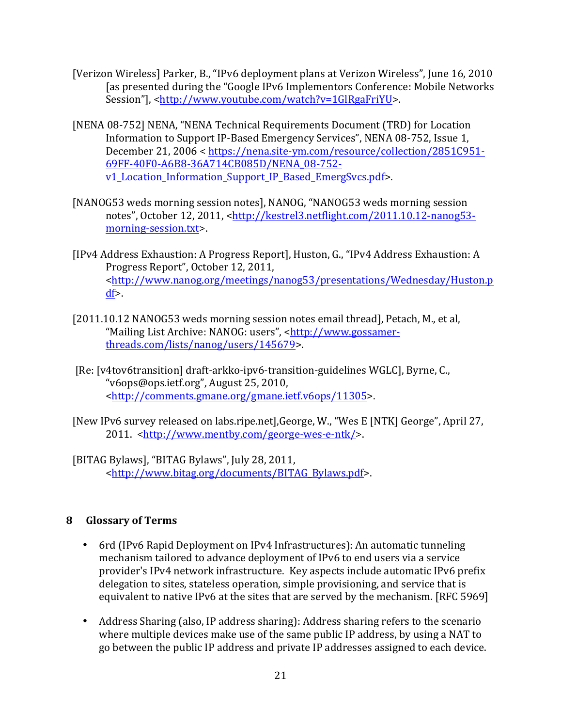[Verizon Wireless] Parker, B., "IPv6 deployment plans at Verizon Wireless", June 16, 2010 [as presented during the "Google IPv6 Implementors Conference: Mobile Networks Session"], <http://www.youtube.com/watch?v=1GlRgaFriYU>.

[NENA 08-752] NENA, "NENA Technical Requirements Document (TRD) for Location Information to Support IP-Based Emergency Services", NENA 08-752, Issue 1, December 21, 2006 < https://nena.site-ym.com/resource/collection/2851C951-69FF-40F0-A6B8-36A714CB085D/NENA_08-752-v1_Location_Information_Support_IP_Based_EmergSvcs.pdf>.

[NANOG53 weds morning session notes], NANOG, "NANOG53 weds morning session notes", October 12, 2011, <http://kestrel3.netflight.com/2011.10.12-nanog53-morning-session.txt>.

[IPv4 Address Exhaustion: A Progress Report], Huston, G., "IPv4 Address Exhaustion: A Progress Report", October 12, 2011, <http://www.nanog.org/meetings/nanog53/presentations/Wednesday/Huston.pdf>.

[2011.10.12 NANOG53 weds morning session notes email thread], Petach, M., et al, "Mailing List Archive: NANOG: users", <http://www.gossamer-threads.com/lists/nanog/users/145679>.

[Re: [v4tov6transition] draft-arkko-ipv6-transition-guidelines WGLC], Byrne, C., "v6ops@ops.ietf.org", August 25, 2010, <http://comments.gmane.org/gmane.ietf.v6ops/11305>.

[New IPv6 survey released on labs.ripe.net],George, W., "Wes E [NTK] George", April 27, 2011. <http://www.mentby.com/george-wes-e-ntk/>.

[BITAG Bylaws], "BITAG Bylaws", July 28, 2011, <http://www.bitag.org/documents/BITAG_Bylaws.pdf>.

## 8 Glossary of Terms

- 6rd (IPv6 Rapid Deployment on IPv4 Infrastructures): An automatic tunneling mechanism tailored to advance deployment of IPv6 to end users via a service provider's IPv4 network infrastructure. Key aspects include automatic IPv6 prefix delegation to sites, stateless operation, simple provisioning, and service that is equivalent to native IPv6 at the sites that are served by the mechanism. [RFC 5969]

- Address Sharing (also, IP address sharing): Address sharing refers to the scenario where multiple devices make use of the same public IP address, by using a NAT to go between the public IP address and private IP addresses assigned to each device.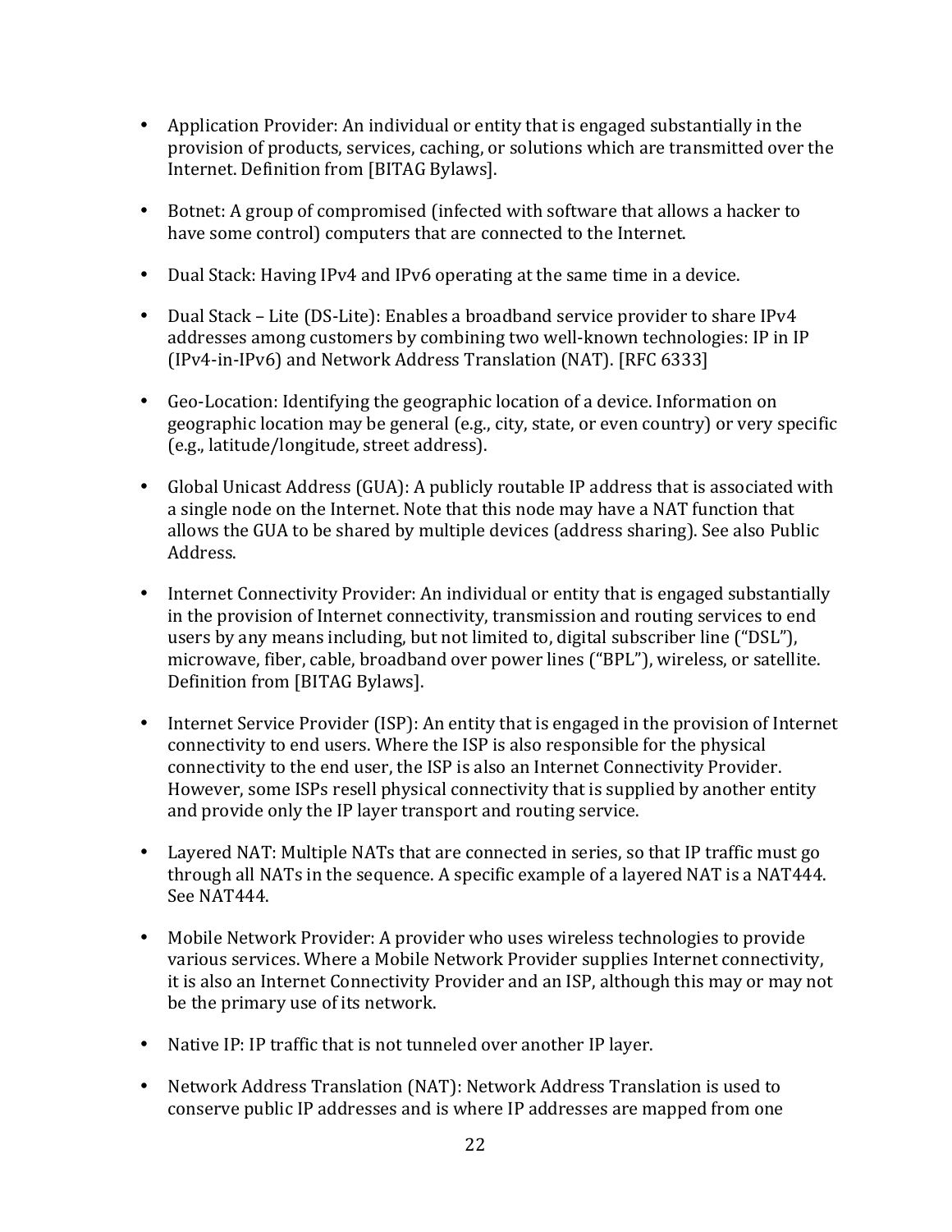- Application Provider: An individual or entity that is engaged substantially in the provision of products, services, caching, or solutions which are transmitted over the Internet. Definition from [BITAG Bylaws].

- Botnet: A group of compromised (infected with software that allows a hacker to have some control) computers that are connected to the Internet.

- Dual Stack: Having IPv4 and IPv6 operating at the same time in a device.

- Dual Stack – Lite (DS-Lite): Enables a broadband service provider to share IPv4 addresses among customers by combining two well-known technologies: IP in IP (IPv4-in-IPv6) and Network Address Translation (NAT). [RFC 6333]

- Geo-Location: Identifying the geographic location of a device. Information on geographic location may be general (e.g., city, state, or even country) or very specific (e.g., latitude/longitude, street address).

- Global Unicast Address (GUA): A publicly routable IP address that is associated with a single node on the Internet. Note that this node may have a NAT function that allows the GUA to be shared by multiple devices (address sharing). See also Public Address.

- Internet Connectivity Provider: An individual or entity that is engaged substantially in the provision of Internet connectivity, transmission and routing services to end users by any means including, but not limited to, digital subscriber line ("DSL"), microwave, fiber, cable, broadband over power lines ("BPL"), wireless, or satellite. Definition from [BITAG Bylaws].

- Internet Service Provider (ISP): An entity that is engaged in the provision of Internet connectivity to end users. Where the ISP is also responsible for the physical connectivity to the end user, the ISP is also an Internet Connectivity Provider. However, some ISPs resell physical connectivity that is supplied by another entity and provide only the IP layer transport and routing service.

- Layered NAT: Multiple NATs that are connected in series, so that IP traffic must go through all NATs in the sequence. A specific example of a layered NAT is a NAT444. See NAT444.

- Mobile Network Provider: A provider who uses wireless technologies to provide various services. Where a Mobile Network Provider supplies Internet connectivity, it is also an Internet Connectivity Provider and an ISP, although this may or may not be the primary use of its network.

- Native IP: IP traffic that is not tunneled over another IP layer.

- Network Address Translation (NAT): Network Address Translation is used to conserve public IP addresses and is where IP addresses are mapped from one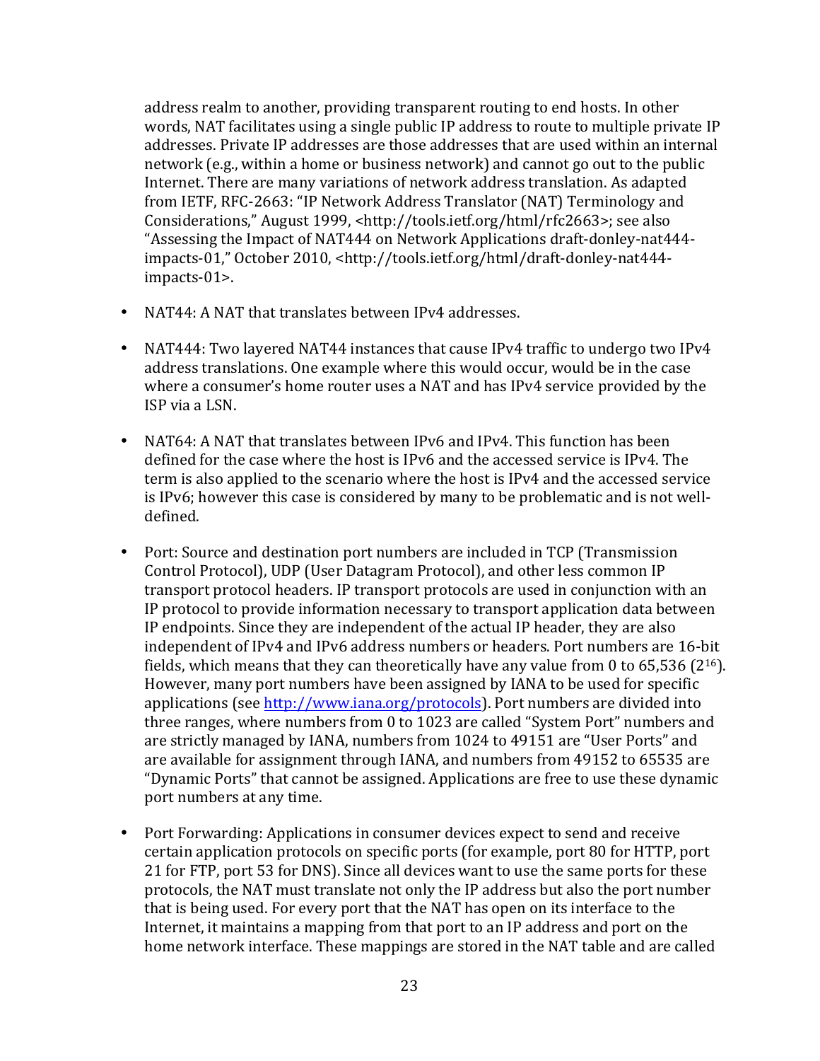address realm to another, providing transparent routing to end hosts. In other words, NAT facilitates using a single public IP address to route to multiple private IP addresses. Private IP addresses are those addresses that are used within an internal network (e.g., within a home or business network) and cannot go out to the public Internet. There are many variations of network address translation. As adapted from IETF, RFC-2663: "IP Network Address Translator (NAT) Terminology and Considerations," August 1999, <http://tools.ietf.org/html/rfc2663>; see also "Assessing the Impact of NAT444 on Network Applications draft-donley-nat444-impacts-01," October 2010, <http://tools.ietf.org/html/draft-donley-nat444-impacts-01>.

- NAT44: A NAT that translates between IPv4 addresses.

- NAT444: Two layered NAT44 instances that cause IPv4 traffic to undergo two IPv4 address translations. One example where this would occur, would be in the case where a consumer's home router uses a NAT and has IPv4 service provided by the ISP via a LSN.

- NAT64: A NAT that translates between IPv6 and IPv4. This function has been defined for the case where the host is IPv6 and the accessed service is IPv4. The term is also applied to the scenario where the host is IPv4 and the accessed service is IPv6; however this case is considered by many to be problematic and is not well-defined.

- Port: Source and destination port numbers are included in TCP (Transmission Control Protocol), UDP (User Datagram Protocol), and other less common IP transport protocol headers. IP transport protocols are used in conjunction with an IP protocol to provide information necessary to transport application data between IP endpoints. Since they are independent of the actual IP header, they are also independent of IPv4 and IPv6 address numbers or headers. Port numbers are 16-bit fields, which means that they can theoretically have any value from 0 to 65,536 ($2^{16}$). However, many port numbers have been assigned by IANA to be used for specific applications (see [http://www.iana.org/protocols](http://www.iana.org/protocols)). Port numbers are divided into three ranges, where numbers from 0 to 1023 are called "System Port" numbers and are strictly managed by IANA, numbers from 1024 to 49151 are "User Ports" and are available for assignment through IANA, and numbers from 49152 to 65535 are "Dynamic Ports" that cannot be assigned. Applications are free to use these dynamic port numbers at any time.

- Port Forwarding: Applications in consumer devices expect to send and receive certain application protocols on specific ports (for example, port 80 for HTTP, port 21 for FTP, port 53 for DNS). Since all devices want to use the same ports for these protocols, the NAT must translate not only the IP address but also the port number that is being used. For every port that the NAT has open on its interface to the Internet, it maintains a mapping from that port to an IP address and port on the home network interface. These mappings are stored in the NAT table and are called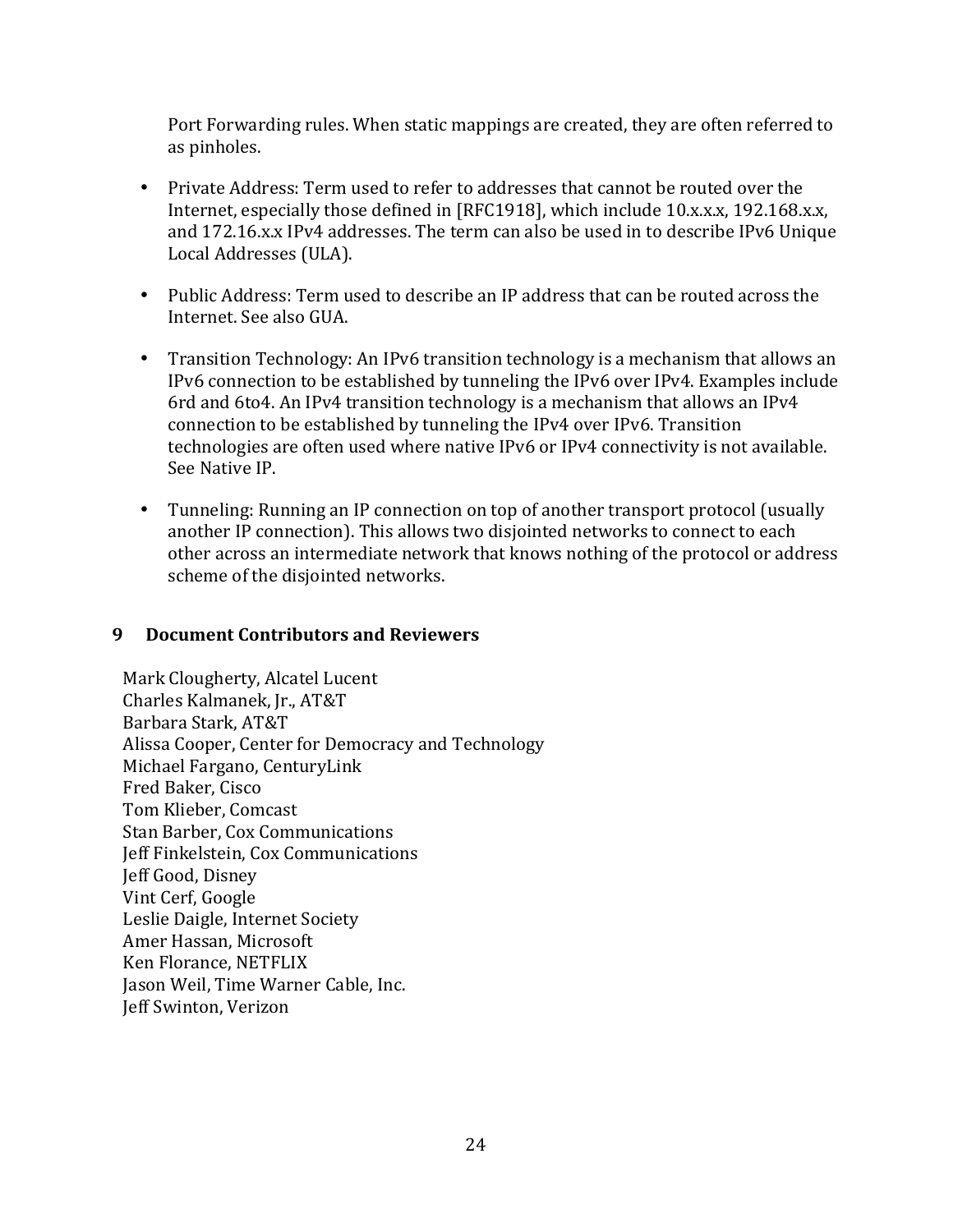Port Forwarding rules. When static mappings are created, they are often referred to as pinholes.

- Private Address: Term used to refer to addresses that cannot be routed over the Internet, especially those defined in [RFC1918], which include 10.x.x.x, 192.168.x.x, and 172.16.x.x IPv4 addresses. The term can also be used in to describe IPv6 Unique Local Addresses (ULA).

- Public Address: Term used to describe an IP address that can be routed across the Internet. See also GUA.

- Transition Technology: An IPv6 transition technology is a mechanism that allows an IPv6 connection to be established by tunneling the IPv6 over IPv4. Examples include 6rd and 6to4. An IPv4 transition technology is a mechanism that allows an IPv4 connection to be established by tunneling the IPv4 over IPv6. Transition technologies are often used where native IPv6 or IPv4 connectivity is not available. See Native IP.

- Tunneling: Running an IP connection on top of another transport protocol (usually another IP connection). This allows two disjointed networks to connect to each other across an intermediate network that knows nothing of the protocol or address scheme of the disjointed networks.

## 9 Document Contributors and Reviewers

Mark Clougherty, Alcatel Lucent
Charles Kalmanek, Jr., AT&T
Barbara Stark, AT&T
Alissa Cooper, Center for Democracy and Technology
Michael Fargano, CenturyLink
Fred Baker, Cisco
Tom Klieber, Comcast
Stan Barber, Cox Communications
Jeff Finkelstein, Cox Communications
Jeff Good, Disney
Vint Cerf, Google
Leslie Daigle, Internet Society
Amer Hassan, Microsoft
Ken Florance, NETFLIX
Jason Weil, Time Warner Cable, Inc.
Jeff Swinton, Verizon